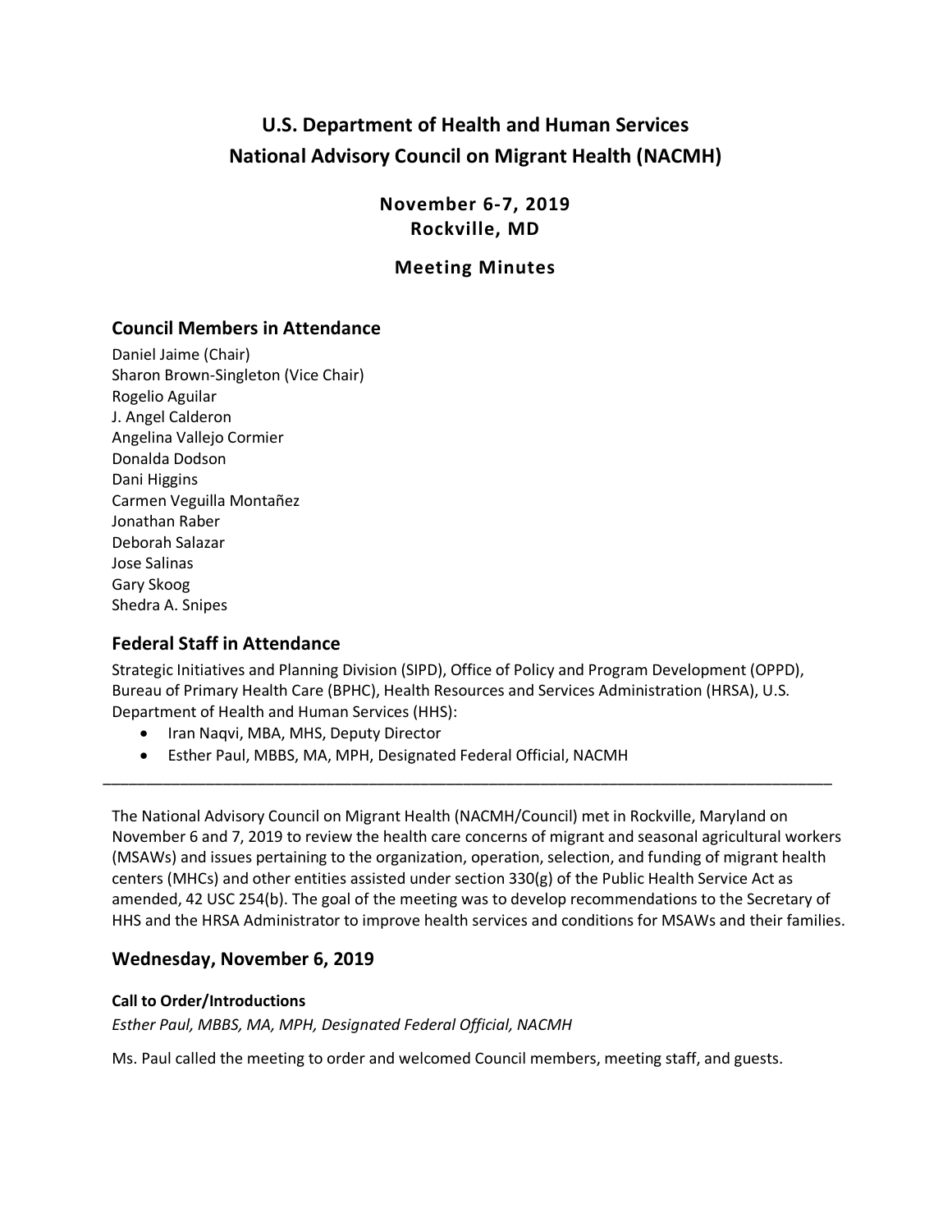# U.S. Department of Health and Human Services
# National Advisory Council on Migrant Health (NACMH)

**November 6-7, 2019**
**Rockville, MD**

**Meeting Minutes**

## Council Members in Attendance

Daniel Jaime (Chair)
Sharon Brown-Singleton (Vice Chair)
Rogelio Aguilar
J. Angel Calderon
Angelina Vallejo Cormier
Donalda Dodson
Dani Higgins
Carmen Veguilla Montañez
Jonathan Raber
Deborah Salazar
Jose Salinas
Gary Skoog
Shedra A. Snipes

## Federal Staff in Attendance

Strategic Initiatives and Planning Division (SIPD), Office of Policy and Program Development (OPPD), Bureau of Primary Health Care (BPHC), Health Resources and Services Administration (HRSA), U.S. Department of Health and Human Services (HHS):

- Iran Naqvi, MBA, MHS, Deputy Director
- Esther Paul, MBBS, MA, MPH, Designated Federal Official, NACMH

---

The National Advisory Council on Migrant Health (NACMH/Council) met in Rockville, Maryland on November 6 and 7, 2019 to review the health care concerns of migrant and seasonal agricultural workers (MSAWs) and issues pertaining to the organization, operation, selection, and funding of migrant health centers (MHCs) and other entities assisted under section 330(g) of the Public Health Service Act as amended, 42 USC 254(b). The goal of the meeting was to develop recommendations to the Secretary of HHS and the HRSA Administrator to improve health services and conditions for MSAWs and their families.

## Wednesday, November 6, 2019

#### Call to Order/Introductions

*Esther Paul, MBBS, MA, MPH, Designated Federal Official, NACMH*

Ms. Paul called the meeting to order and welcomed Council members, meeting staff, and guests.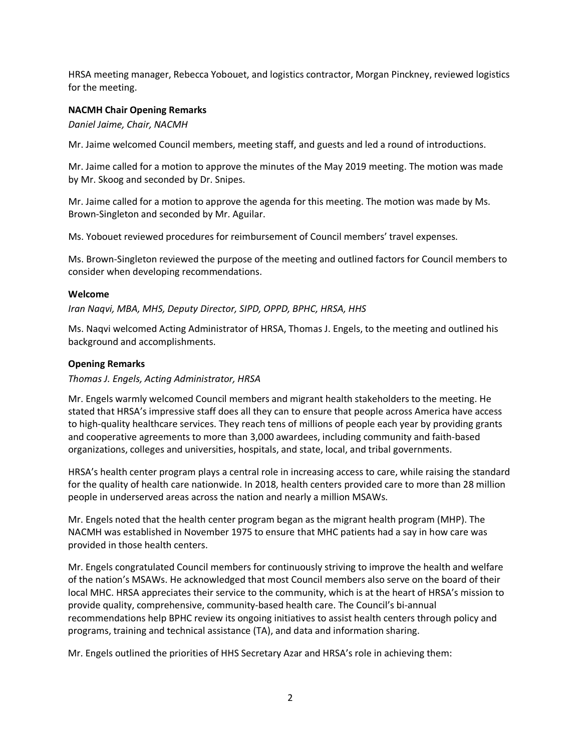HRSA meeting manager, Rebecca Yobouet, and logistics contractor, Morgan Pinckney, reviewed logistics for the meeting.

**NACMH Chair Opening Remarks**

*Daniel Jaime, Chair, NACMH*

Mr. Jaime welcomed Council members, meeting staff, and guests and led a round of introductions.

Mr. Jaime called for a motion to approve the minutes of the May 2019 meeting. The motion was made by Mr. Skoog and seconded by Dr. Snipes.

Mr. Jaime called for a motion to approve the agenda for this meeting. The motion was made by Ms. Brown-Singleton and seconded by Mr. Aguilar.

Ms. Yobouet reviewed procedures for reimbursement of Council members' travel expenses.

Ms. Brown-Singleton reviewed the purpose of the meeting and outlined factors for Council members to consider when developing recommendations.

**Welcome**

*Iran Naqvi, MBA, MHS, Deputy Director, SIPD, OPPD, BPHC, HRSA, HHS*

Ms. Naqvi welcomed Acting Administrator of HRSA, Thomas J. Engels, to the meeting and outlined his background and accomplishments.

**Opening Remarks**

*Thomas J. Engels, Acting Administrator, HRSA*

Mr. Engels warmly welcomed Council members and migrant health stakeholders to the meeting. He stated that HRSA's impressive staff does all they can to ensure that people across America have access to high-quality healthcare services. They reach tens of millions of people each year by providing grants and cooperative agreements to more than 3,000 awardees, including community and faith-based organizations, colleges and universities, hospitals, and state, local, and tribal governments.

HRSA's health center program plays a central role in increasing access to care, while raising the standard for the quality of health care nationwide. In 2018, health centers provided care to more than 28 million people in underserved areas across the nation and nearly a million MSAWs.

Mr. Engels noted that the health center program began as the migrant health program (MHP). The NACMH was established in November 1975 to ensure that MHC patients had a say in how care was provided in those health centers.

Mr. Engels congratulated Council members for continuously striving to improve the health and welfare of the nation's MSAWs. He acknowledged that most Council members also serve on the board of their local MHC. HRSA appreciates their service to the community, which is at the heart of HRSA's mission to provide quality, comprehensive, community-based health care. The Council's bi-annual recommendations help BPHC review its ongoing initiatives to assist health centers through policy and programs, training and technical assistance (TA), and data and information sharing.

Mr. Engels outlined the priorities of HHS Secretary Azar and HRSA's role in achieving them: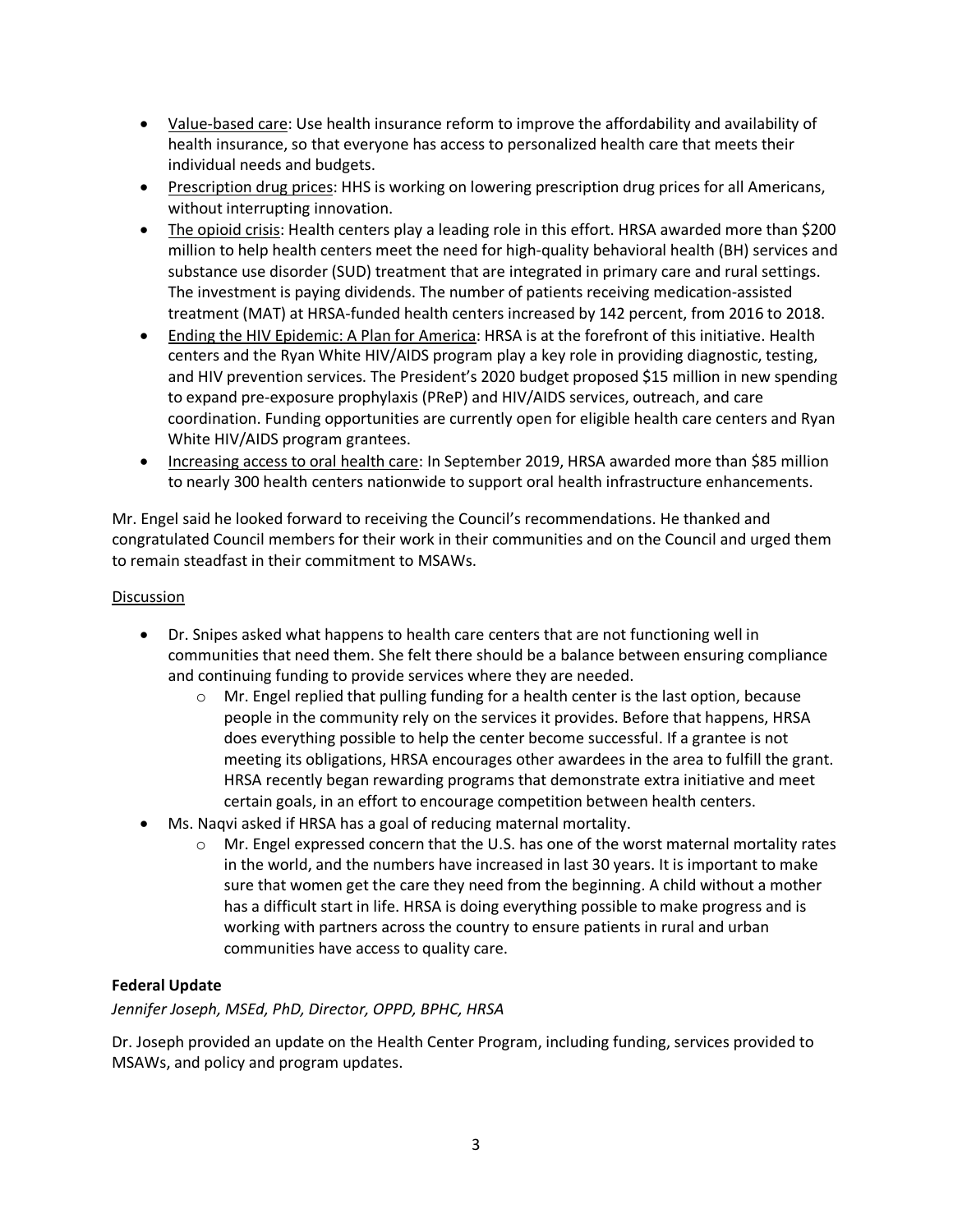- Value-based care: Use health insurance reform to improve the affordability and availability of health insurance, so that everyone has access to personalized health care that meets their individual needs and budgets.
- Prescription drug prices: HHS is working on lowering prescription drug prices for all Americans, without interrupting innovation.
- The opioid crisis: Health centers play a leading role in this effort. HRSA awarded more than $200 million to help health centers meet the need for high-quality behavioral health (BH) services and substance use disorder (SUD) treatment that are integrated in primary care and rural settings. The investment is paying dividends. The number of patients receiving medication-assisted treatment (MAT) at HRSA-funded health centers increased by 142 percent, from 2016 to 2018.
- Ending the HIV Epidemic: A Plan for America: HRSA is at the forefront of this initiative. Health centers and the Ryan White HIV/AIDS program play a key role in providing diagnostic, testing, and HIV prevention services. The President's 2020 budget proposed $15 million in new spending to expand pre-exposure prophylaxis (PReP) and HIV/AIDS services, outreach, and care coordination. Funding opportunities are currently open for eligible health care centers and Ryan White HIV/AIDS program grantees.
- Increasing access to oral health care: In September 2019, HRSA awarded more than $85 million to nearly 300 health centers nationwide to support oral health infrastructure enhancements.

Mr. Engel said he looked forward to receiving the Council's recommendations. He thanked and congratulated Council members for their work in their communities and on the Council and urged them to remain steadfast in their commitment to MSAWs.

Discussion

- Dr. Snipes asked what happens to health care centers that are not functioning well in communities that need them. She felt there should be a balance between ensuring compliance and continuing funding to provide services where they are needed.
  - Mr. Engel replied that pulling funding for a health center is the last option, because people in the community rely on the services it provides. Before that happens, HRSA does everything possible to help the center become successful. If a grantee is not meeting its obligations, HRSA encourages other awardees in the area to fulfill the grant. HRSA recently began rewarding programs that demonstrate extra initiative and meet certain goals, in an effort to encourage competition between health centers.
- Ms. Naqvi asked if HRSA has a goal of reducing maternal mortality.
  - Mr. Engel expressed concern that the U.S. has one of the worst maternal mortality rates in the world, and the numbers have increased in last 30 years. It is important to make sure that women get the care they need from the beginning. A child without a mother has a difficult start in life. HRSA is doing everything possible to make progress and is working with partners across the country to ensure patients in rural and urban communities have access to quality care.

**Federal Update**

*Jennifer Joseph, MSEd, PhD, Director, OPPD, BPHC, HRSA*

Dr. Joseph provided an update on the Health Center Program, including funding, services provided to MSAWs, and policy and program updates.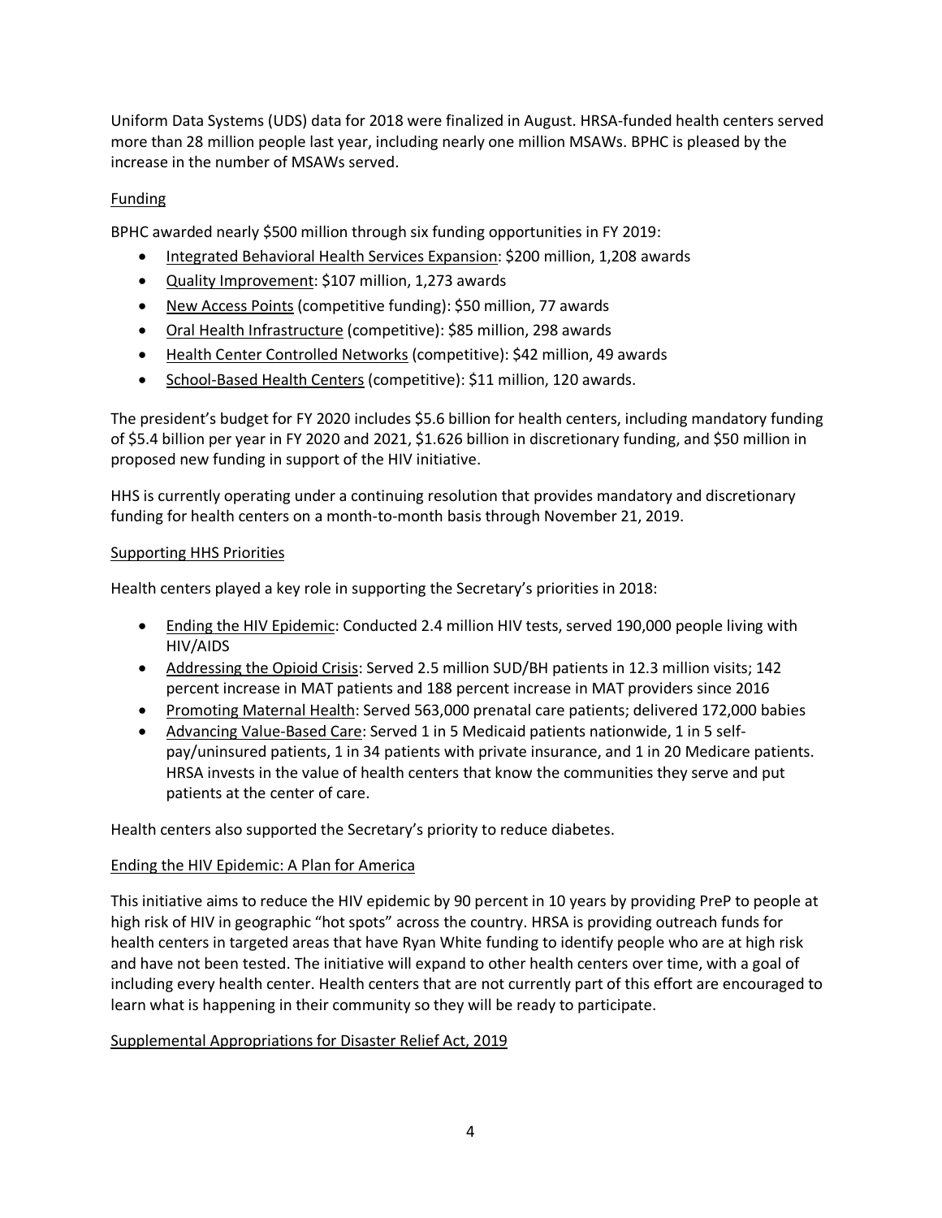Uniform Data Systems (UDS) data for 2018 were finalized in August. HRSA-funded health centers served more than 28 million people last year, including nearly one million MSAWs. BPHC is pleased by the increase in the number of MSAWs served.

## Funding

BPHC awarded nearly $500 million through six funding opportunities in FY 2019:

- Integrated Behavioral Health Services Expansion: $200 million, 1,208 awards
- Quality Improvement: $107 million, 1,273 awards
- New Access Points (competitive funding): $50 million, 77 awards
- Oral Health Infrastructure (competitive): $85 million, 298 awards
- Health Center Controlled Networks (competitive): $42 million, 49 awards
- School-Based Health Centers (competitive): $11 million, 120 awards.

The president's budget for FY 2020 includes $5.6 billion for health centers, including mandatory funding of $5.4 billion per year in FY 2020 and 2021, $1.626 billion in discretionary funding, and $50 million in proposed new funding in support of the HIV initiative.

HHS is currently operating under a continuing resolution that provides mandatory and discretionary funding for health centers on a month-to-month basis through November 21, 2019.

## Supporting HHS Priorities

Health centers played a key role in supporting the Secretary's priorities in 2018:

- Ending the HIV Epidemic: Conducted 2.4 million HIV tests, served 190,000 people living with HIV/AIDS
- Addressing the Opioid Crisis: Served 2.5 million SUD/BH patients in 12.3 million visits; 142 percent increase in MAT patients and 188 percent increase in MAT providers since 2016
- Promoting Maternal Health: Served 563,000 prenatal care patients; delivered 172,000 babies
- Advancing Value-Based Care: Served 1 in 5 Medicaid patients nationwide, 1 in 5 self-pay/uninsured patients, 1 in 34 patients with private insurance, and 1 in 20 Medicare patients. HRSA invests in the value of health centers that know the communities they serve and put patients at the center of care.

Health centers also supported the Secretary's priority to reduce diabetes.

## Ending the HIV Epidemic: A Plan for America

This initiative aims to reduce the HIV epidemic by 90 percent in 10 years by providing PreP to people at high risk of HIV in geographic "hot spots" across the country. HRSA is providing outreach funds for health centers in targeted areas that have Ryan White funding to identify people who are at high risk and have not been tested. The initiative will expand to other health centers over time, with a goal of including every health center. Health centers that are not currently part of this effort are encouraged to learn what is happening in their community so they will be ready to participate.

## Supplemental Appropriations for Disaster Relief Act, 2019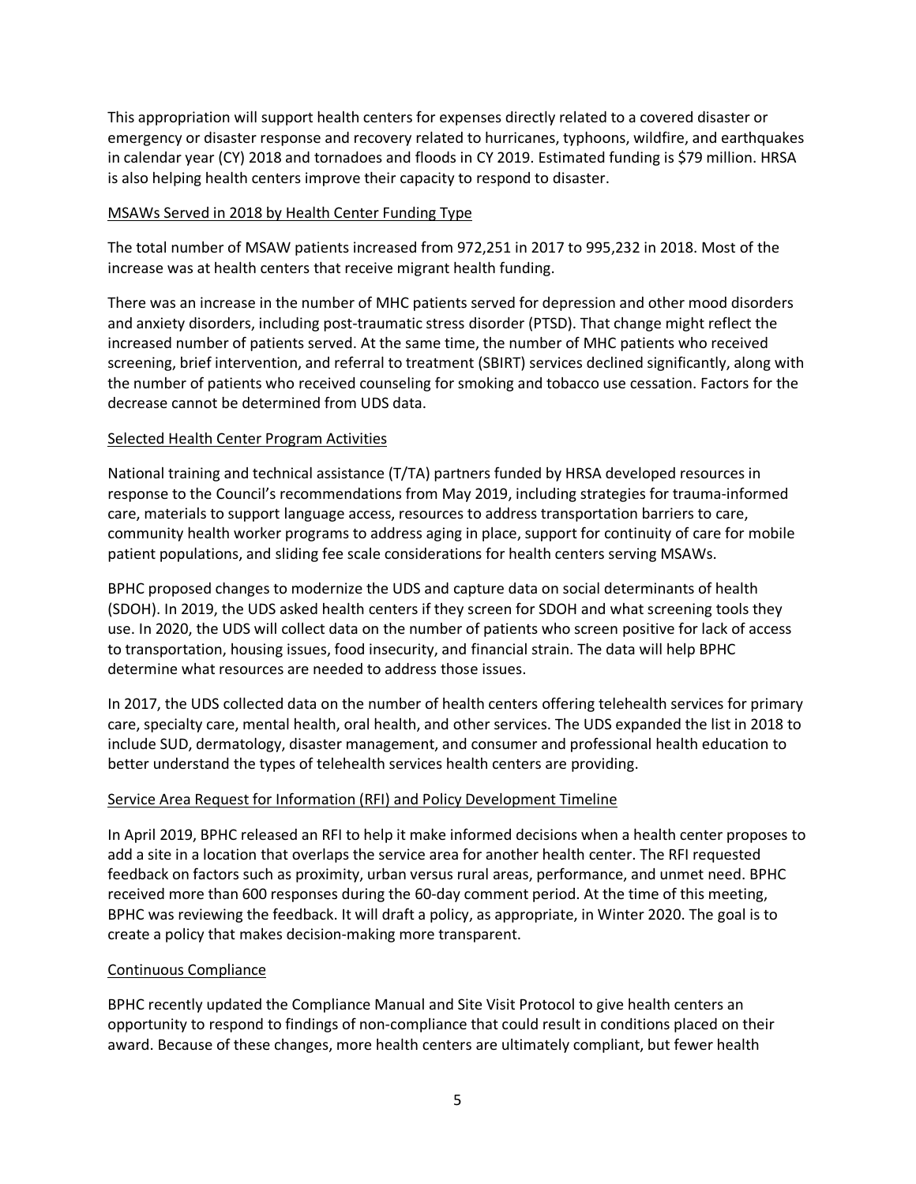This appropriation will support health centers for expenses directly related to a covered disaster or emergency or disaster response and recovery related to hurricanes, typhoons, wildfire, and earthquakes in calendar year (CY) 2018 and tornadoes and floods in CY 2019. Estimated funding is $79 million. HRSA is also helping health centers improve their capacity to respond to disaster.

<u>MSAWs Served in 2018 by Health Center Funding Type</u>

The total number of MSAW patients increased from 972,251 in 2017 to 995,232 in 2018. Most of the increase was at health centers that receive migrant health funding.

There was an increase in the number of MHC patients served for depression and other mood disorders and anxiety disorders, including post-traumatic stress disorder (PTSD). That change might reflect the increased number of patients served. At the same time, the number of MHC patients who received screening, brief intervention, and referral to treatment (SBIRT) services declined significantly, along with the number of patients who received counseling for smoking and tobacco use cessation. Factors for the decrease cannot be determined from UDS data.

<u>Selected Health Center Program Activities</u>

National training and technical assistance (T/TA) partners funded by HRSA developed resources in response to the Council's recommendations from May 2019, including strategies for trauma-informed care, materials to support language access, resources to address transportation barriers to care, community health worker programs to address aging in place, support for continuity of care for mobile patient populations, and sliding fee scale considerations for health centers serving MSAWs.

BPHC proposed changes to modernize the UDS and capture data on social determinants of health (SDOH). In 2019, the UDS asked health centers if they screen for SDOH and what screening tools they use. In 2020, the UDS will collect data on the number of patients who screen positive for lack of access to transportation, housing issues, food insecurity, and financial strain. The data will help BPHC determine what resources are needed to address those issues.

In 2017, the UDS collected data on the number of health centers offering telehealth services for primary care, specialty care, mental health, oral health, and other services. The UDS expanded the list in 2018 to include SUD, dermatology, disaster management, and consumer and professional health education to better understand the types of telehealth services health centers are providing.

<u>Service Area Request for Information (RFI) and Policy Development Timeline</u>

In April 2019, BPHC released an RFI to help it make informed decisions when a health center proposes to add a site in a location that overlaps the service area for another health center. The RFI requested feedback on factors such as proximity, urban versus rural areas, performance, and unmet need. BPHC received more than 600 responses during the 60-day comment period. At the time of this meeting, BPHC was reviewing the feedback. It will draft a policy, as appropriate, in Winter 2020. The goal is to create a policy that makes decision-making more transparent.

<u>Continuous Compliance</u>

BPHC recently updated the Compliance Manual and Site Visit Protocol to give health centers an opportunity to respond to findings of non-compliance that could result in conditions placed on their award. Because of these changes, more health centers are ultimately compliant, but fewer health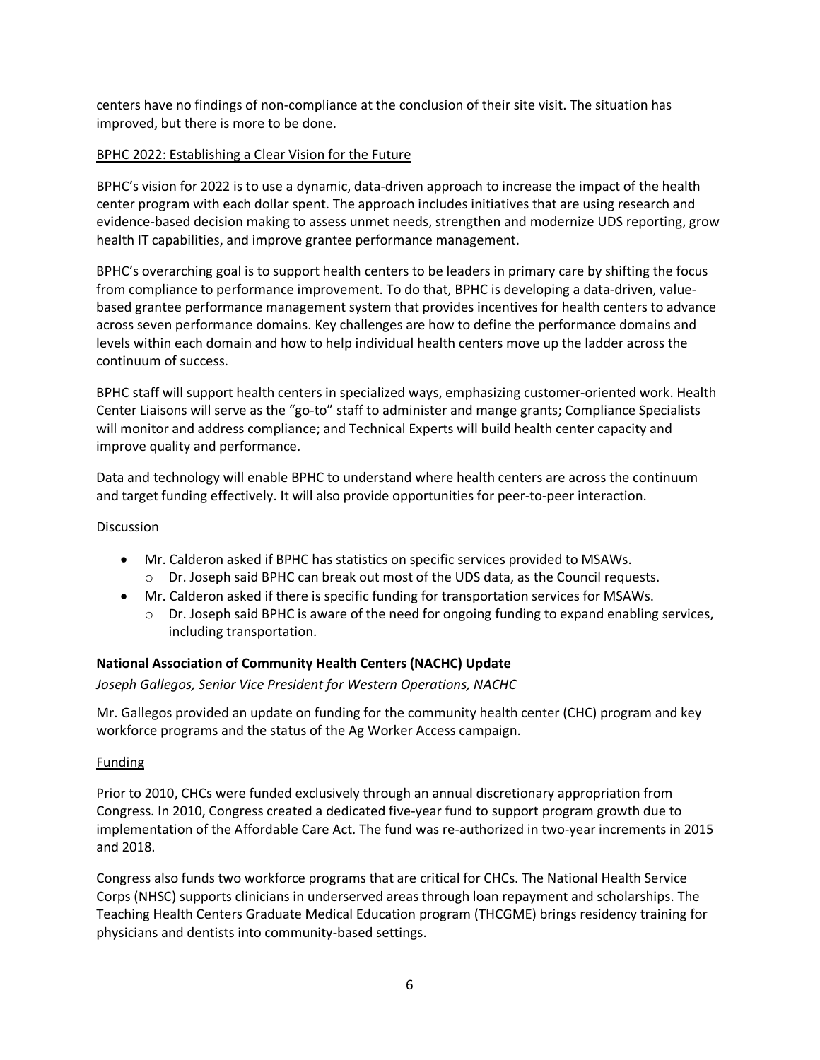centers have no findings of non-compliance at the conclusion of their site visit. The situation has improved, but there is more to be done.

BPHC 2022: Establishing a Clear Vision for the Future

BPHC's vision for 2022 is to use a dynamic, data-driven approach to increase the impact of the health center program with each dollar spent. The approach includes initiatives that are using research and evidence-based decision making to assess unmet needs, strengthen and modernize UDS reporting, grow health IT capabilities, and improve grantee performance management.

BPHC's overarching goal is to support health centers to be leaders in primary care by shifting the focus from compliance to performance improvement. To do that, BPHC is developing a data-driven, value-based grantee performance management system that provides incentives for health centers to advance across seven performance domains. Key challenges are how to define the performance domains and levels within each domain and how to help individual health centers move up the ladder across the continuum of success.

BPHC staff will support health centers in specialized ways, emphasizing customer-oriented work. Health Center Liaisons will serve as the "go-to" staff to administer and mange grants; Compliance Specialists will monitor and address compliance; and Technical Experts will build health center capacity and improve quality and performance.

Data and technology will enable BPHC to understand where health centers are across the continuum and target funding effectively. It will also provide opportunities for peer-to-peer interaction.

Discussion

- Mr. Calderon asked if BPHC has statistics on specific services provided to MSAWs.
  - Dr. Joseph said BPHC can break out most of the UDS data, as the Council requests.
- Mr. Calderon asked if there is specific funding for transportation services for MSAWs.
  - Dr. Joseph said BPHC is aware of the need for ongoing funding to expand enabling services, including transportation.

### National Association of Community Health Centers (NACHC) Update

*Joseph Gallegos, Senior Vice President for Western Operations, NACHC*

Mr. Gallegos provided an update on funding for the community health center (CHC) program and key workforce programs and the status of the Ag Worker Access campaign.

Funding

Prior to 2010, CHCs were funded exclusively through an annual discretionary appropriation from Congress. In 2010, Congress created a dedicated five-year fund to support program growth due to implementation of the Affordable Care Act. The fund was re-authorized in two-year increments in 2015 and 2018.

Congress also funds two workforce programs that are critical for CHCs. The National Health Service Corps (NHSC) supports clinicians in underserved areas through loan repayment and scholarships. The Teaching Health Centers Graduate Medical Education program (THCGME) brings residency training for physicians and dentists into community-based settings.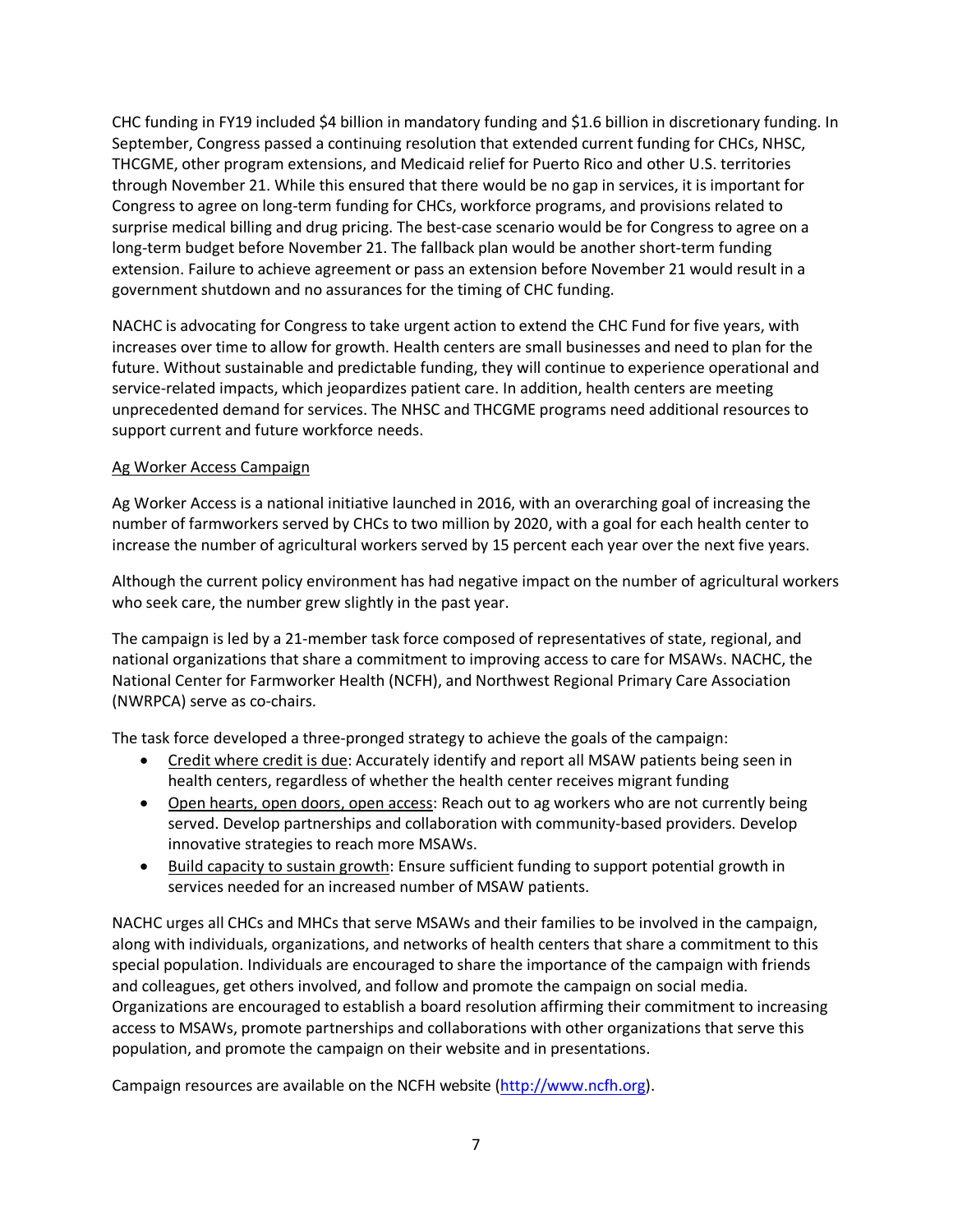CHC funding in FY19 included $4 billion in mandatory funding and $1.6 billion in discretionary funding. In September, Congress passed a continuing resolution that extended current funding for CHCs, NHSC, THCGME, other program extensions, and Medicaid relief for Puerto Rico and other U.S. territories through November 21. While this ensured that there would be no gap in services, it is important for Congress to agree on long-term funding for CHCs, workforce programs, and provisions related to surprise medical billing and drug pricing. The best-case scenario would be for Congress to agree on a long-term budget before November 21. The fallback plan would be another short-term funding extension. Failure to achieve agreement or pass an extension before November 21 would result in a government shutdown and no assurances for the timing of CHC funding.

NACHC is advocating for Congress to take urgent action to extend the CHC Fund for five years, with increases over time to allow for growth. Health centers are small businesses and need to plan for the future. Without sustainable and predictable funding, they will continue to experience operational and service-related impacts, which jeopardizes patient care. In addition, health centers are meeting unprecedented demand for services. The NHSC and THCGME programs need additional resources to support current and future workforce needs.

<u>Ag Worker Access Campaign</u>

Ag Worker Access is a national initiative launched in 2016, with an overarching goal of increasing the number of farmworkers served by CHCs to two million by 2020, with a goal for each health center to increase the number of agricultural workers served by 15 percent each year over the next five years.

Although the current policy environment has had negative impact on the number of agricultural workers who seek care, the number grew slightly in the past year.

The campaign is led by a 21-member task force composed of representatives of state, regional, and national organizations that share a commitment to improving access to care for MSAWs. NACHC, the National Center for Farmworker Health (NCFH), and Northwest Regional Primary Care Association (NWRPCA) serve as co-chairs.

The task force developed a three-pronged strategy to achieve the goals of the campaign:

- <u>Credit where credit is due</u>: Accurately identify and report all MSAW patients being seen in health centers, regardless of whether the health center receives migrant funding
- <u>Open hearts, open doors, open access</u>: Reach out to ag workers who are not currently being served. Develop partnerships and collaboration with community-based providers. Develop innovative strategies to reach more MSAWs.
- <u>Build capacity to sustain growth</u>: Ensure sufficient funding to support potential growth in services needed for an increased number of MSAW patients.

NACHC urges all CHCs and MHCs that serve MSAWs and their families to be involved in the campaign, along with individuals, organizations, and networks of health centers that share a commitment to this special population. Individuals are encouraged to share the importance of the campaign with friends and colleagues, get others involved, and follow and promote the campaign on social media. Organizations are encouraged to establish a board resolution affirming their commitment to increasing access to MSAWs, promote partnerships and collaborations with other organizations that serve this population, and promote the campaign on their website and in presentations.

Campaign resources are available on the NCFH website (http://www.ncfh.org).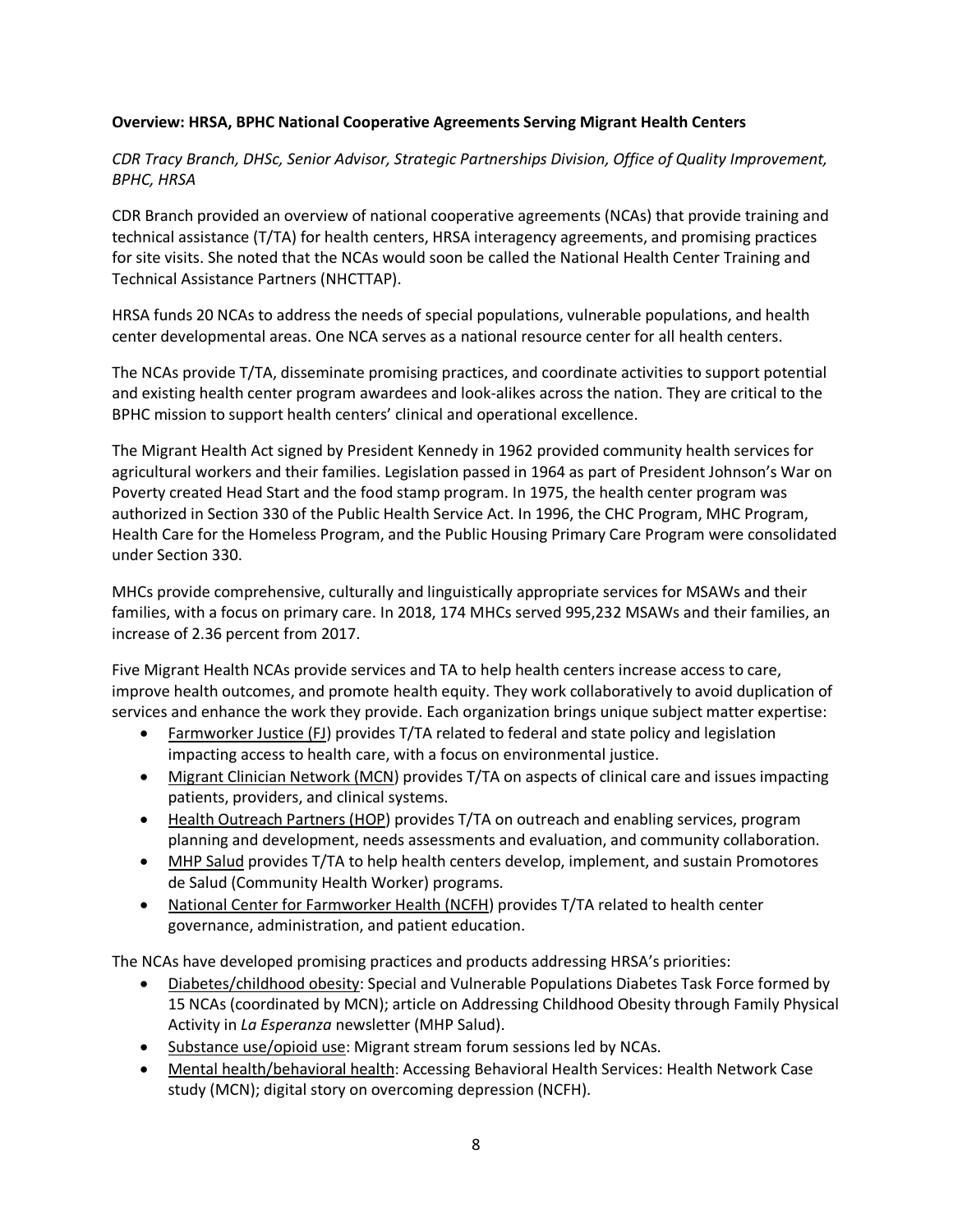**Overview: HRSA, BPHC National Cooperative Agreements Serving Migrant Health Centers**

*CDR Tracy Branch, DHSc, Senior Advisor, Strategic Partnerships Division, Office of Quality Improvement, BPHC, HRSA*

CDR Branch provided an overview of national cooperative agreements (NCAs) that provide training and technical assistance (T/TA) for health centers, HRSA interagency agreements, and promising practices for site visits. She noted that the NCAs would soon be called the National Health Center Training and Technical Assistance Partners (NHCTTAP).

HRSA funds 20 NCAs to address the needs of special populations, vulnerable populations, and health center developmental areas. One NCA serves as a national resource center for all health centers.

The NCAs provide T/TA, disseminate promising practices, and coordinate activities to support potential and existing health center program awardees and look-alikes across the nation. They are critical to the BPHC mission to support health centers' clinical and operational excellence.

The Migrant Health Act signed by President Kennedy in 1962 provided community health services for agricultural workers and their families. Legislation passed in 1964 as part of President Johnson's War on Poverty created Head Start and the food stamp program. In 1975, the health center program was authorized in Section 330 of the Public Health Service Act. In 1996, the CHC Program, MHC Program, Health Care for the Homeless Program, and the Public Housing Primary Care Program were consolidated under Section 330.

MHCs provide comprehensive, culturally and linguistically appropriate services for MSAWs and their families, with a focus on primary care. In 2018, 174 MHCs served 995,232 MSAWs and their families, an increase of 2.36 percent from 2017.

Five Migrant Health NCAs provide services and TA to help health centers increase access to care, improve health outcomes, and promote health equity. They work collaboratively to avoid duplication of services and enhance the work they provide. Each organization brings unique subject matter expertise:

- Farmworker Justice (FJ) provides T/TA related to federal and state policy and legislation impacting access to health care, with a focus on environmental justice.
- Migrant Clinician Network (MCN) provides T/TA on aspects of clinical care and issues impacting patients, providers, and clinical systems.
- Health Outreach Partners (HOP) provides T/TA on outreach and enabling services, program planning and development, needs assessments and evaluation, and community collaboration.
- MHP Salud provides T/TA to help health centers develop, implement, and sustain Promotores de Salud (Community Health Worker) programs.
- National Center for Farmworker Health (NCFH) provides T/TA related to health center governance, administration, and patient education.

The NCAs have developed promising practices and products addressing HRSA's priorities:

- Diabetes/childhood obesity: Special and Vulnerable Populations Diabetes Task Force formed by 15 NCAs (coordinated by MCN); article on Addressing Childhood Obesity through Family Physical Activity in *La Esperanza* newsletter (MHP Salud).
- Substance use/opioid use: Migrant stream forum sessions led by NCAs.
- Mental health/behavioral health: Accessing Behavioral Health Services: Health Network Case study (MCN); digital story on overcoming depression (NCFH).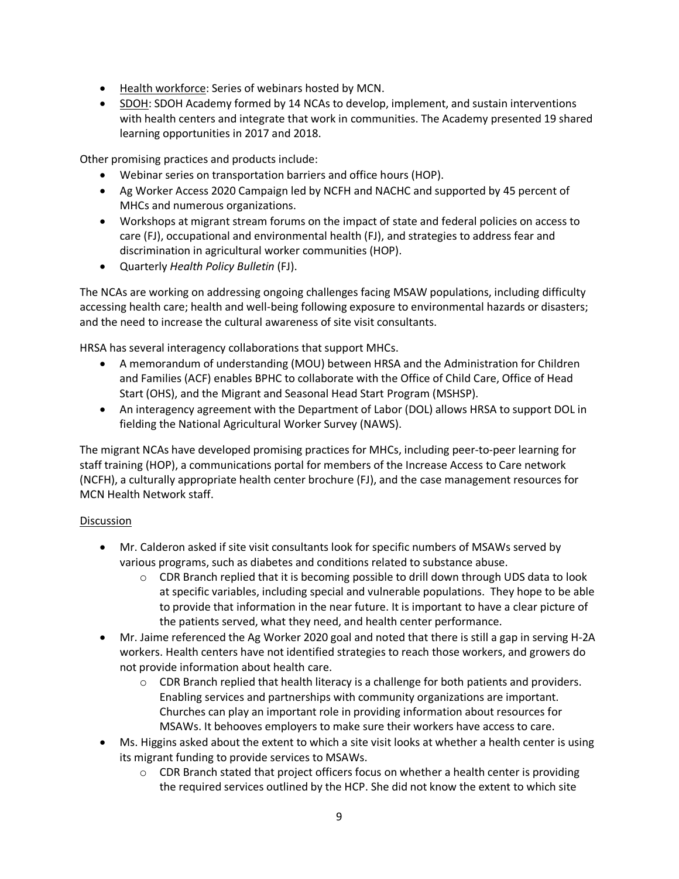- Health workforce: Series of webinars hosted by MCN.
- SDOH: SDOH Academy formed by 14 NCAs to develop, implement, and sustain interventions with health centers and integrate that work in communities. The Academy presented 19 shared learning opportunities in 2017 and 2018.

Other promising practices and products include:

- Webinar series on transportation barriers and office hours (HOP).
- Ag Worker Access 2020 Campaign led by NCFH and NACHC and supported by 45 percent of MHCs and numerous organizations.
- Workshops at migrant stream forums on the impact of state and federal policies on access to care (FJ), occupational and environmental health (FJ), and strategies to address fear and discrimination in agricultural worker communities (HOP).
- Quarterly *Health Policy Bulletin* (FJ).

The NCAs are working on addressing ongoing challenges facing MSAW populations, including difficulty accessing health care; health and well-being following exposure to environmental hazards or disasters; and the need to increase the cultural awareness of site visit consultants.

HRSA has several interagency collaborations that support MHCs.

- A memorandum of understanding (MOU) between HRSA and the Administration for Children and Families (ACF) enables BPHC to collaborate with the Office of Child Care, Office of Head Start (OHS), and the Migrant and Seasonal Head Start Program (MSHSP).
- An interagency agreement with the Department of Labor (DOL) allows HRSA to support DOL in fielding the National Agricultural Worker Survey (NAWS).

The migrant NCAs have developed promising practices for MHCs, including peer-to-peer learning for staff training (HOP), a communications portal for members of the Increase Access to Care network (NCFH), a culturally appropriate health center brochure (FJ), and the case management resources for MCN Health Network staff.

Discussion

- Mr. Calderon asked if site visit consultants look for specific numbers of MSAWs served by various programs, such as diabetes and conditions related to substance abuse.
  - CDR Branch replied that it is becoming possible to drill down through UDS data to look at specific variables, including special and vulnerable populations. They hope to be able to provide that information in the near future. It is important to have a clear picture of the patients served, what they need, and health center performance.
- Mr. Jaime referenced the Ag Worker 2020 goal and noted that there is still a gap in serving H-2A workers. Health centers have not identified strategies to reach those workers, and growers do not provide information about health care.
  - CDR Branch replied that health literacy is a challenge for both patients and providers. Enabling services and partnerships with community organizations are important. Churches can play an important role in providing information about resources for MSAWs. It behooves employers to make sure their workers have access to care.
- Ms. Higgins asked about the extent to which a site visit looks at whether a health center is using its migrant funding to provide services to MSAWs.
  - CDR Branch stated that project officers focus on whether a health center is providing the required services outlined by the HCP. She did not know the extent to which site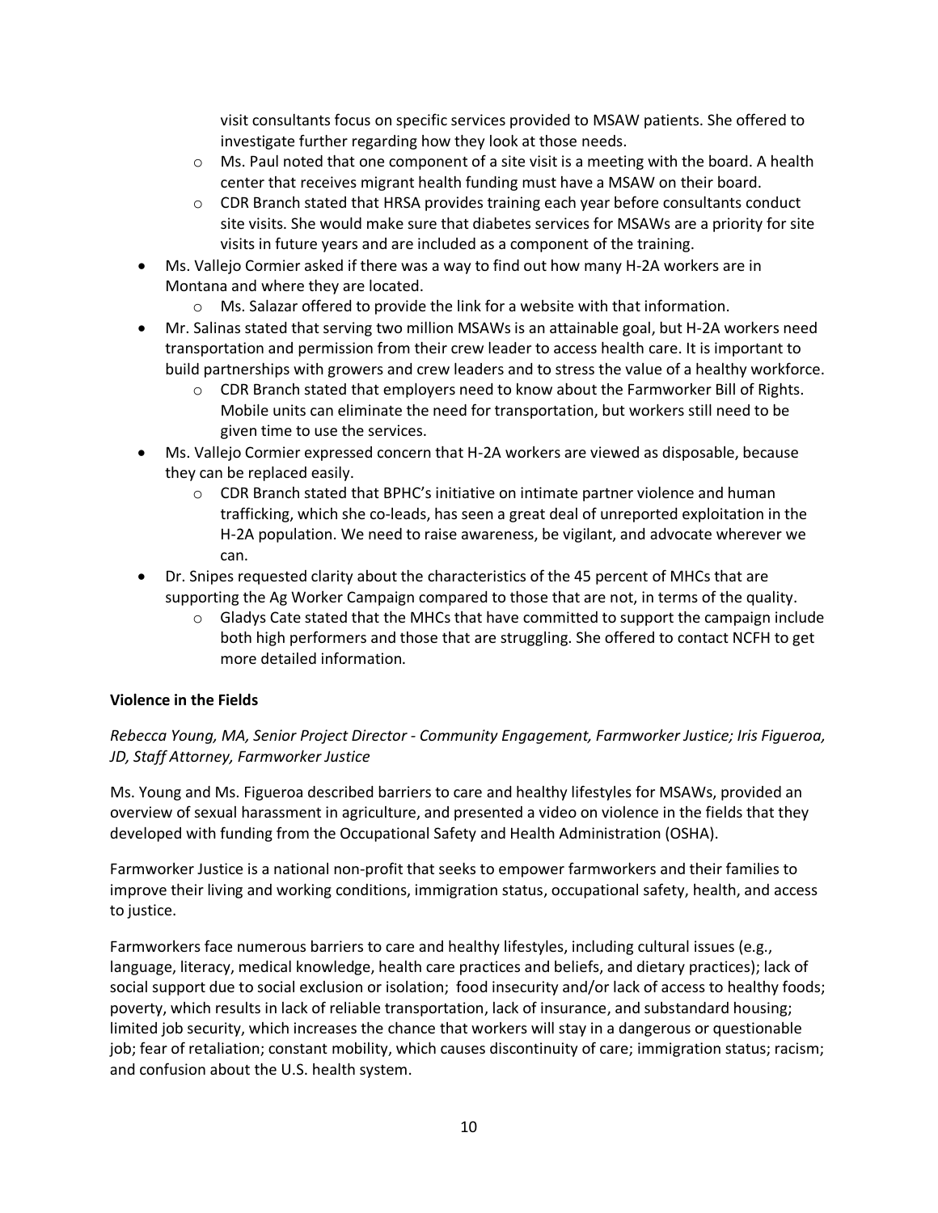visit consultants focus on specific services provided to MSAW patients. She offered to investigate further regarding how they look at those needs.
  - Ms. Paul noted that one component of a site visit is a meeting with the board. A health center that receives migrant health funding must have a MSAW on their board.
  - CDR Branch stated that HRSA provides training each year before consultants conduct site visits. She would make sure that diabetes services for MSAWs are a priority for site visits in future years and are included as a component of the training.
- Ms. Vallejo Cormier asked if there was a way to find out how many H-2A workers are in Montana and where they are located.
  - Ms. Salazar offered to provide the link for a website with that information.
- Mr. Salinas stated that serving two million MSAWs is an attainable goal, but H-2A workers need transportation and permission from their crew leader to access health care. It is important to build partnerships with growers and crew leaders and to stress the value of a healthy workforce.
  - CDR Branch stated that employers need to know about the Farmworker Bill of Rights. Mobile units can eliminate the need for transportation, but workers still need to be given time to use the services.
- Ms. Vallejo Cormier expressed concern that H-2A workers are viewed as disposable, because they can be replaced easily.
  - CDR Branch stated that BPHC's initiative on intimate partner violence and human trafficking, which she co-leads, has seen a great deal of unreported exploitation in the H-2A population. We need to raise awareness, be vigilant, and advocate wherever we can.
- Dr. Snipes requested clarity about the characteristics of the 45 percent of MHCs that are supporting the Ag Worker Campaign compared to those that are not, in terms of the quality.
  - Gladys Cate stated that the MHCs that have committed to support the campaign include both high performers and those that are struggling. She offered to contact NCFH to get more detailed information.

**Violence in the Fields**

*Rebecca Young, MA, Senior Project Director - Community Engagement, Farmworker Justice; Iris Figueroa, JD, Staff Attorney, Farmworker Justice*

Ms. Young and Ms. Figueroa described barriers to care and healthy lifestyles for MSAWs, provided an overview of sexual harassment in agriculture, and presented a video on violence in the fields that they developed with funding from the Occupational Safety and Health Administration (OSHA).

Farmworker Justice is a national non-profit that seeks to empower farmworkers and their families to improve their living and working conditions, immigration status, occupational safety, health, and access to justice.

Farmworkers face numerous barriers to care and healthy lifestyles, including cultural issues (e.g., language, literacy, medical knowledge, health care practices and beliefs, and dietary practices); lack of social support due to social exclusion or isolation; food insecurity and/or lack of access to healthy foods; poverty, which results in lack of reliable transportation, lack of insurance, and substandard housing; limited job security, which increases the chance that workers will stay in a dangerous or questionable job; fear of retaliation; constant mobility, which causes discontinuity of care; immigration status; racism; and confusion about the U.S. health system.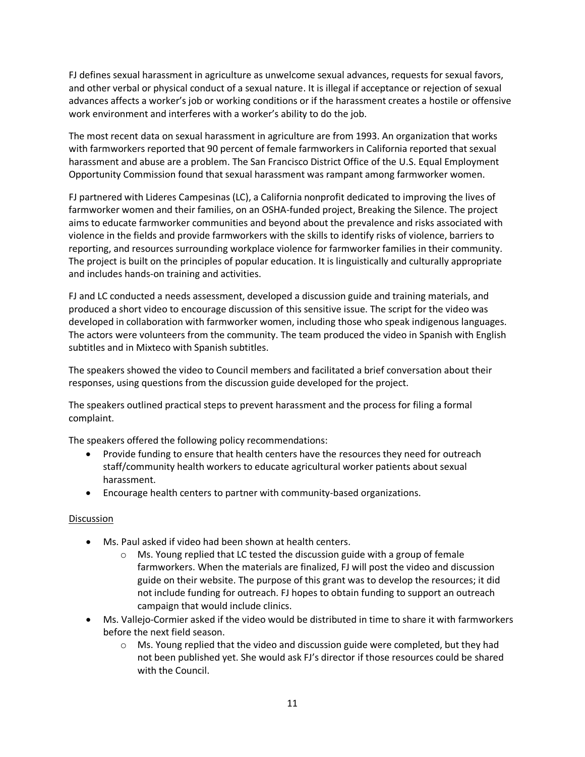FJ defines sexual harassment in agriculture as unwelcome sexual advances, requests for sexual favors, and other verbal or physical conduct of a sexual nature. It is illegal if acceptance or rejection of sexual advances affects a worker's job or working conditions or if the harassment creates a hostile or offensive work environment and interferes with a worker's ability to do the job.

The most recent data on sexual harassment in agriculture are from 1993. An organization that works with farmworkers reported that 90 percent of female farmworkers in California reported that sexual harassment and abuse are a problem. The San Francisco District Office of the U.S. Equal Employment Opportunity Commission found that sexual harassment was rampant among farmworker women.

FJ partnered with Lideres Campesinas (LC), a California nonprofit dedicated to improving the lives of farmworker women and their families, on an OSHA-funded project, Breaking the Silence. The project aims to educate farmworker communities and beyond about the prevalence and risks associated with violence in the fields and provide farmworkers with the skills to identify risks of violence, barriers to reporting, and resources surrounding workplace violence for farmworker families in their community. The project is built on the principles of popular education. It is linguistically and culturally appropriate and includes hands-on training and activities.

FJ and LC conducted a needs assessment, developed a discussion guide and training materials, and produced a short video to encourage discussion of this sensitive issue. The script for the video was developed in collaboration with farmworker women, including those who speak indigenous languages. The actors were volunteers from the community. The team produced the video in Spanish with English subtitles and in Mixteco with Spanish subtitles.

The speakers showed the video to Council members and facilitated a brief conversation about their responses, using questions from the discussion guide developed for the project.

The speakers outlined practical steps to prevent harassment and the process for filing a formal complaint.

The speakers offered the following policy recommendations:

- Provide funding to ensure that health centers have the resources they need for outreach staff/community health workers to educate agricultural worker patients about sexual harassment.
- Encourage health centers to partner with community-based organizations.

Discussion

- Ms. Paul asked if video had been shown at health centers.
  - Ms. Young replied that LC tested the discussion guide with a group of female farmworkers. When the materials are finalized, FJ will post the video and discussion guide on their website. The purpose of this grant was to develop the resources; it did not include funding for outreach. FJ hopes to obtain funding to support an outreach campaign that would include clinics.
- Ms. Vallejo-Cormier asked if the video would be distributed in time to share it with farmworkers before the next field season.
  - Ms. Young replied that the video and discussion guide were completed, but they had not been published yet. She would ask FJ's director if those resources could be shared with the Council.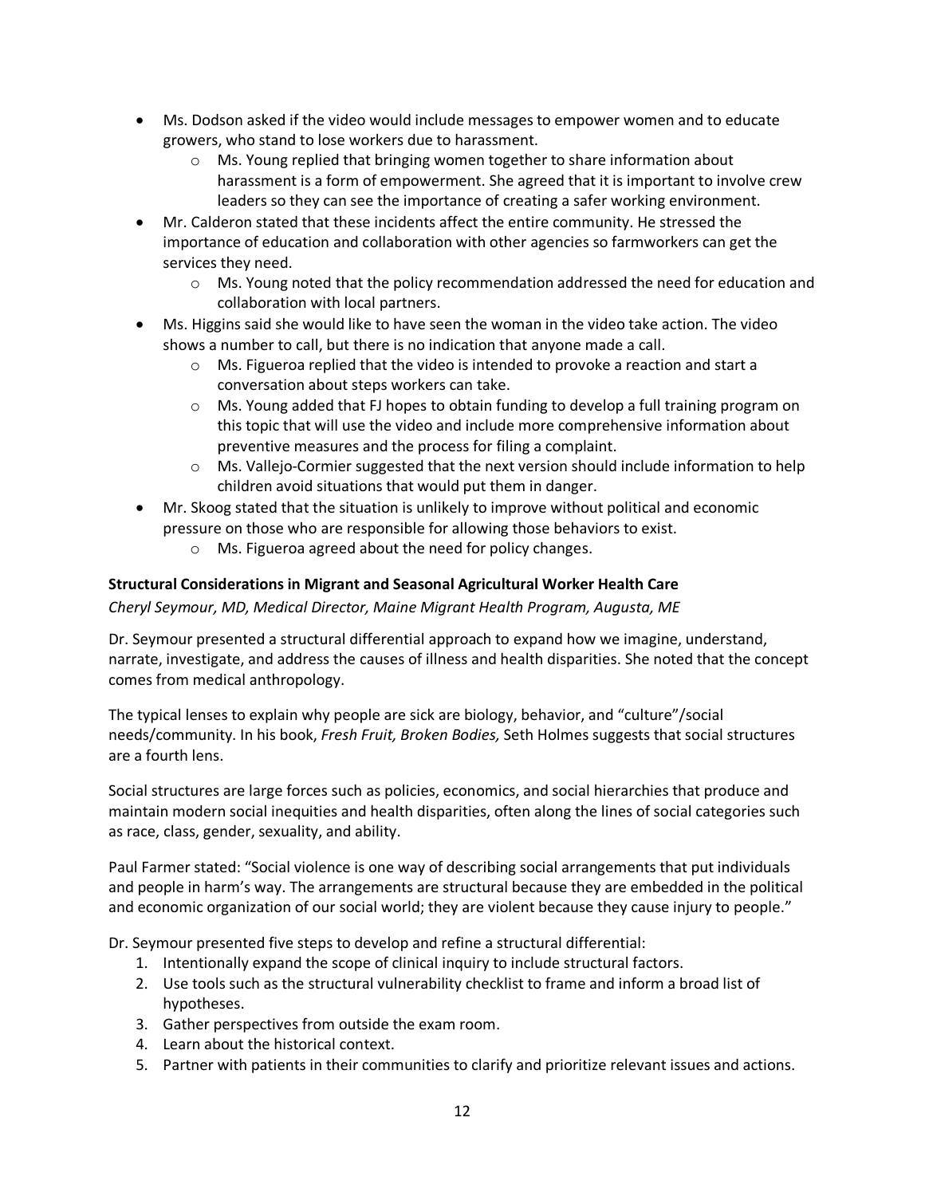- Ms. Dodson asked if the video would include messages to empower women and to educate growers, who stand to lose workers due to harassment.
    - Ms. Young replied that bringing women together to share information about harassment is a form of empowerment. She agreed that it is important to involve crew leaders so they can see the importance of creating a safer working environment.
- Mr. Calderon stated that these incidents affect the entire community. He stressed the importance of education and collaboration with other agencies so farmworkers can get the services they need.
    - Ms. Young noted that the policy recommendation addressed the need for education and collaboration with local partners.
- Ms. Higgins said she would like to have seen the woman in the video take action. The video shows a number to call, but there is no indication that anyone made a call.
    - Ms. Figueroa replied that the video is intended to provoke a reaction and start a conversation about steps workers can take.
    - Ms. Young added that FJ hopes to obtain funding to develop a full training program on this topic that will use the video and include more comprehensive information about preventive measures and the process for filing a complaint.
    - Ms. Vallejo-Cormier suggested that the next version should include information to help children avoid situations that would put them in danger.
- Mr. Skoog stated that the situation is unlikely to improve without political and economic pressure on those who are responsible for allowing those behaviors to exist.
    - Ms. Figueroa agreed about the need for policy changes.

### Structural Considerations in Migrant and Seasonal Agricultural Worker Health Care

*Cheryl Seymour, MD, Medical Director, Maine Migrant Health Program, Augusta, ME*

Dr. Seymour presented a structural differential approach to expand how we imagine, understand, narrate, investigate, and address the causes of illness and health disparities. She noted that the concept comes from medical anthropology.

The typical lenses to explain why people are sick are biology, behavior, and "culture"/social needs/community. In his book, *Fresh Fruit, Broken Bodies,* Seth Holmes suggests that social structures are a fourth lens.

Social structures are large forces such as policies, economics, and social hierarchies that produce and maintain modern social inequities and health disparities, often along the lines of social categories such as race, class, gender, sexuality, and ability.

Paul Farmer stated: "Social violence is one way of describing social arrangements that put individuals and people in harm's way. The arrangements are structural because they are embedded in the political and economic organization of our social world; they are violent because they cause injury to people."

Dr. Seymour presented five steps to develop and refine a structural differential:

1. Intentionally expand the scope of clinical inquiry to include structural factors.
2. Use tools such as the structural vulnerability checklist to frame and inform a broad list of hypotheses.
3. Gather perspectives from outside the exam room.
4. Learn about the historical context.
5. Partner with patients in their communities to clarify and prioritize relevant issues and actions.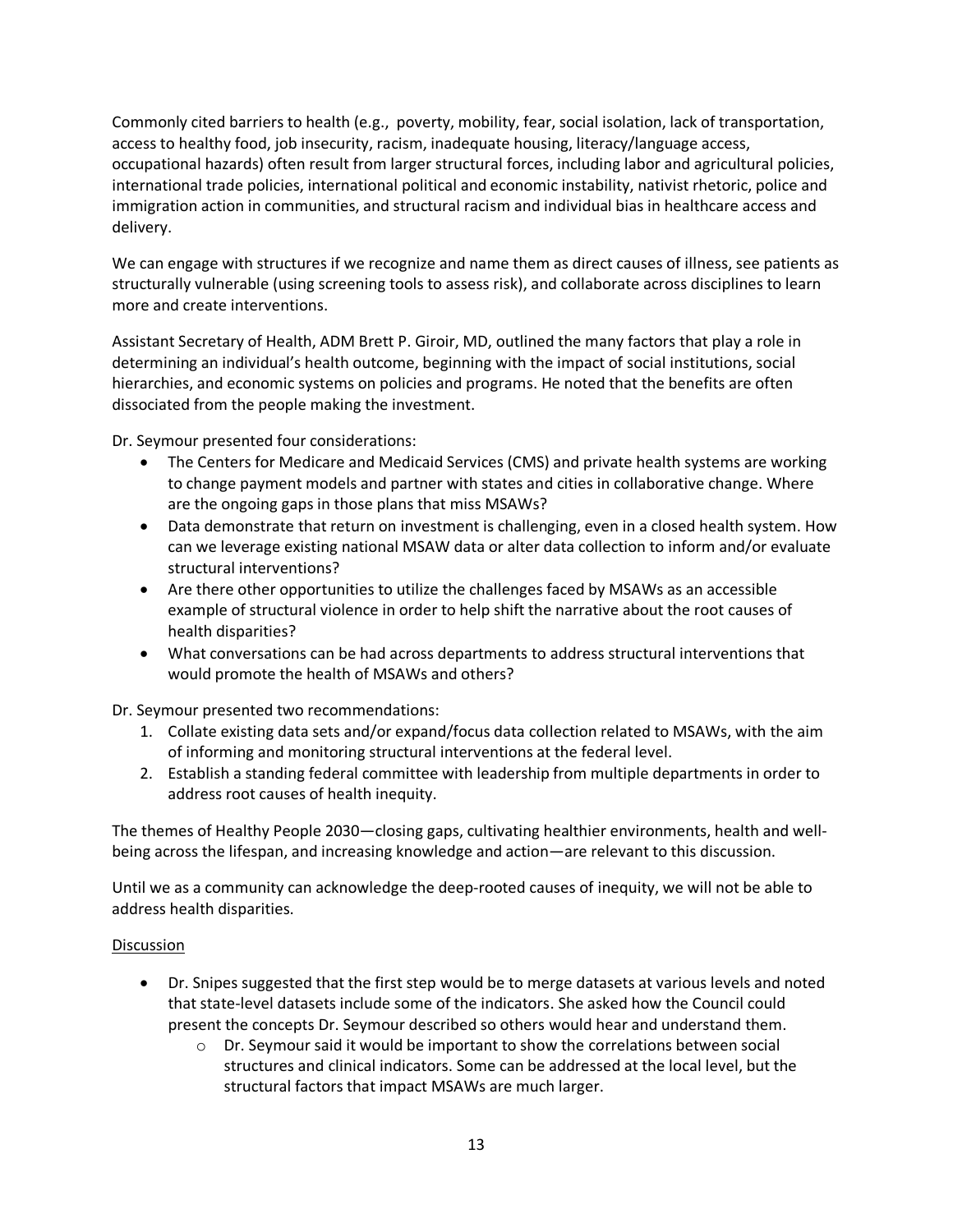Commonly cited barriers to health (e.g., poverty, mobility, fear, social isolation, lack of transportation, access to healthy food, job insecurity, racism, inadequate housing, literacy/language access, occupational hazards) often result from larger structural forces, including labor and agricultural policies, international trade policies, international political and economic instability, nativist rhetoric, police and immigration action in communities, and structural racism and individual bias in healthcare access and delivery.

We can engage with structures if we recognize and name them as direct causes of illness, see patients as structurally vulnerable (using screening tools to assess risk), and collaborate across disciplines to learn more and create interventions.

Assistant Secretary of Health, ADM Brett P. Giroir, MD, outlined the many factors that play a role in determining an individual's health outcome, beginning with the impact of social institutions, social hierarchies, and economic systems on policies and programs. He noted that the benefits are often dissociated from the people making the investment.

Dr. Seymour presented four considerations:

- The Centers for Medicare and Medicaid Services (CMS) and private health systems are working to change payment models and partner with states and cities in collaborative change. Where are the ongoing gaps in those plans that miss MSAWs?
- Data demonstrate that return on investment is challenging, even in a closed health system. How can we leverage existing national MSAW data or alter data collection to inform and/or evaluate structural interventions?
- Are there other opportunities to utilize the challenges faced by MSAWs as an accessible example of structural violence in order to help shift the narrative about the root causes of health disparities?
- What conversations can be had across departments to address structural interventions that would promote the health of MSAWs and others?

Dr. Seymour presented two recommendations:

1. Collate existing data sets and/or expand/focus data collection related to MSAWs, with the aim of informing and monitoring structural interventions at the federal level.
2. Establish a standing federal committee with leadership from multiple departments in order to address root causes of health inequity.

The themes of Healthy People 2030—closing gaps, cultivating healthier environments, health and well-being across the lifespan, and increasing knowledge and action—are relevant to this discussion.

Until we as a community can acknowledge the deep-rooted causes of inequity, we will not be able to address health disparities.

<u>Discussion</u>

- Dr. Snipes suggested that the first step would be to merge datasets at various levels and noted that state-level datasets include some of the indicators. She asked how the Council could present the concepts Dr. Seymour described so others would hear and understand them.
  - Dr. Seymour said it would be important to show the correlations between social structures and clinical indicators. Some can be addressed at the local level, but the structural factors that impact MSAWs are much larger.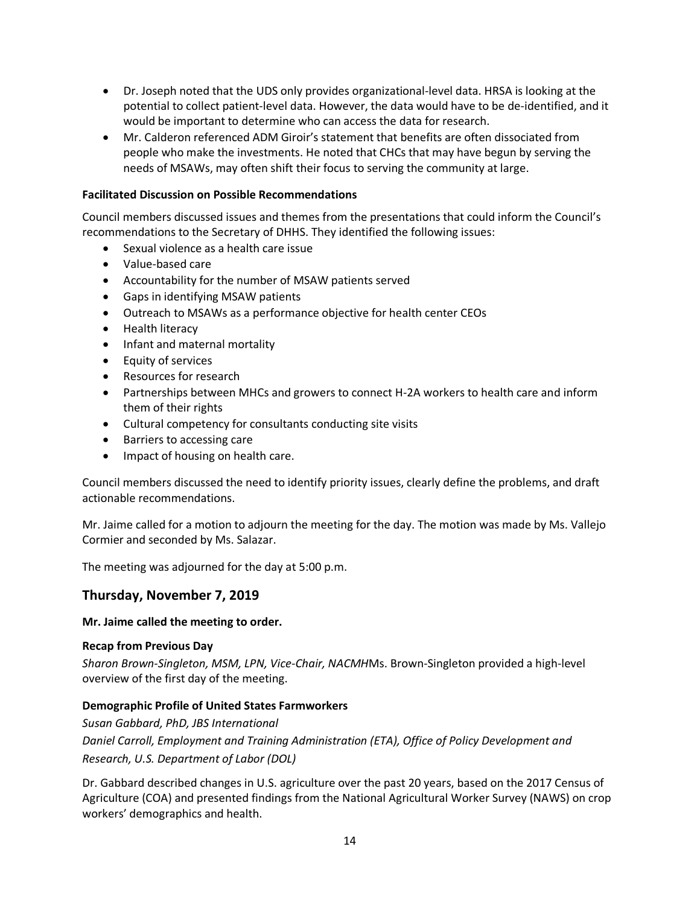- Dr. Joseph noted that the UDS only provides organizational-level data. HRSA is looking at the potential to collect patient-level data. However, the data would have to be de-identified, and it would be important to determine who can access the data for research.
- Mr. Calderon referenced ADM Giroir's statement that benefits are often dissociated from people who make the investments. He noted that CHCs that may have begun by serving the needs of MSAWs, may often shift their focus to serving the community at large.

**Facilitated Discussion on Possible Recommendations**

Council members discussed issues and themes from the presentations that could inform the Council's recommendations to the Secretary of DHHS. They identified the following issues:

- Sexual violence as a health care issue
- Value-based care
- Accountability for the number of MSAW patients served
- Gaps in identifying MSAW patients
- Outreach to MSAWs as a performance objective for health center CEOs
- Health literacy
- Infant and maternal mortality
- Equity of services
- Resources for research
- Partnerships between MHCs and growers to connect H-2A workers to health care and inform them of their rights
- Cultural competency for consultants conducting site visits
- Barriers to accessing care
- Impact of housing on health care.

Council members discussed the need to identify priority issues, clearly define the problems, and draft actionable recommendations.

Mr. Jaime called for a motion to adjourn the meeting for the day. The motion was made by Ms. Vallejo Cormier and seconded by Ms. Salazar.

The meeting was adjourned for the day at 5:00 p.m.

## Thursday, November 7, 2019

**Mr. Jaime called the meeting to order.**

**Recap from Previous Day**

*Sharon Brown-Singleton, MSM, LPN, Vice-Chair, NACMH*Ms. Brown-Singleton provided a high-level overview of the first day of the meeting.

**Demographic Profile of United States Farmworkers**

*Susan Gabbard, PhD, JBS International*

*Daniel Carroll, Employment and Training Administration (ETA), Office of Policy Development and Research, U.S. Department of Labor (DOL)*

Dr. Gabbard described changes in U.S. agriculture over the past 20 years, based on the 2017 Census of Agriculture (COA) and presented findings from the National Agricultural Worker Survey (NAWS) on crop workers' demographics and health.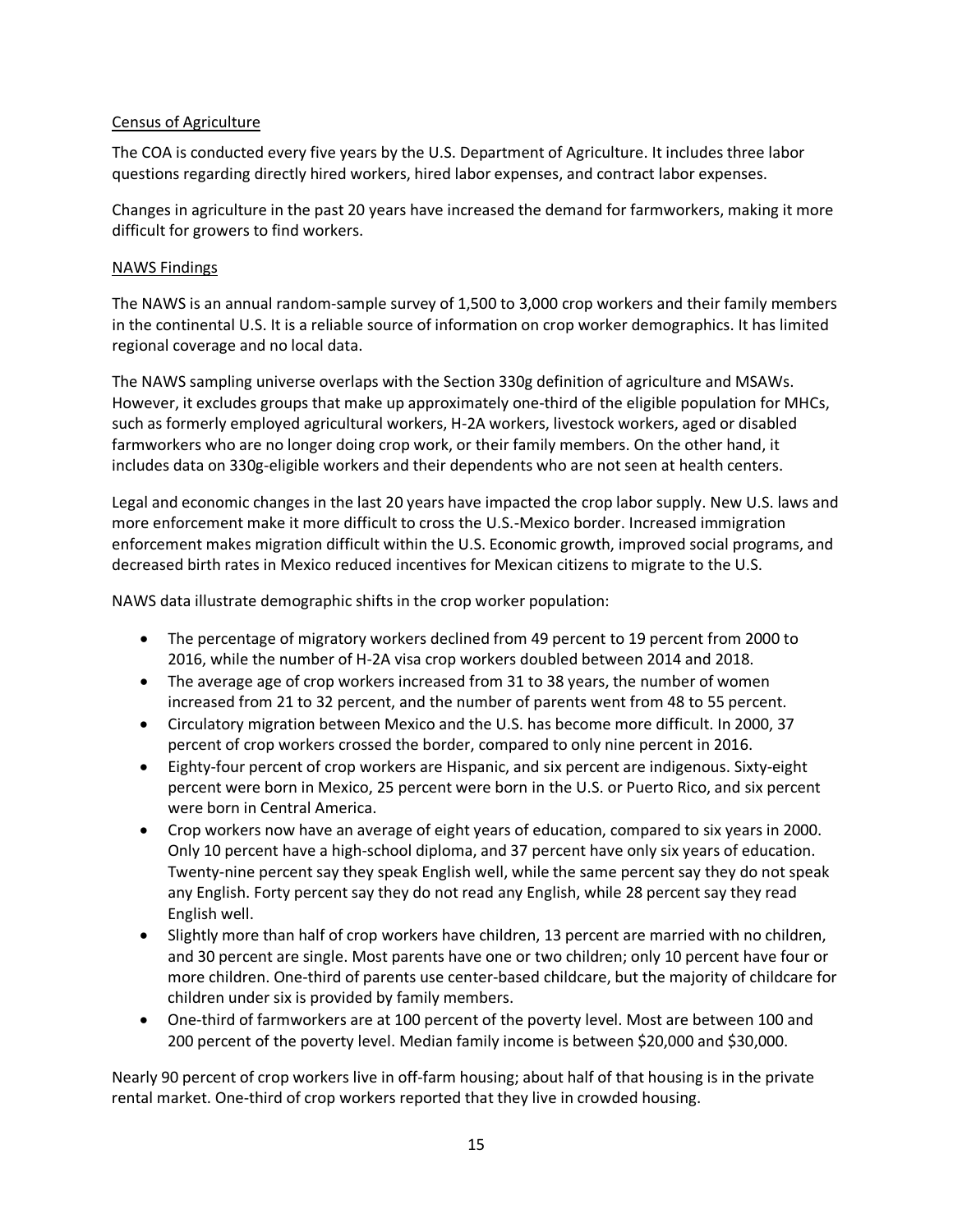Census of Agriculture

The COA is conducted every five years by the U.S. Department of Agriculture. It includes three labor questions regarding directly hired workers, hired labor expenses, and contract labor expenses.

Changes in agriculture in the past 20 years have increased the demand for farmworkers, making it more difficult for growers to find workers.

NAWS Findings

The NAWS is an annual random-sample survey of 1,500 to 3,000 crop workers and their family members in the continental U.S. It is a reliable source of information on crop worker demographics. It has limited regional coverage and no local data.

The NAWS sampling universe overlaps with the Section 330g definition of agriculture and MSAWs. However, it excludes groups that make up approximately one-third of the eligible population for MHCs, such as formerly employed agricultural workers, H-2A workers, livestock workers, aged or disabled farmworkers who are no longer doing crop work, or their family members. On the other hand, it includes data on 330g-eligible workers and their dependents who are not seen at health centers.

Legal and economic changes in the last 20 years have impacted the crop labor supply. New U.S. laws and more enforcement make it more difficult to cross the U.S.-Mexico border. Increased immigration enforcement makes migration difficult within the U.S. Economic growth, improved social programs, and decreased birth rates in Mexico reduced incentives for Mexican citizens to migrate to the U.S.

NAWS data illustrate demographic shifts in the crop worker population:

- The percentage of migratory workers declined from 49 percent to 19 percent from 2000 to 2016, while the number of H-2A visa crop workers doubled between 2014 and 2018.
- The average age of crop workers increased from 31 to 38 years, the number of women increased from 21 to 32 percent, and the number of parents went from 48 to 55 percent.
- Circulatory migration between Mexico and the U.S. has become more difficult. In 2000, 37 percent of crop workers crossed the border, compared to only nine percent in 2016.
- Eighty-four percent of crop workers are Hispanic, and six percent are indigenous. Sixty-eight percent were born in Mexico, 25 percent were born in the U.S. or Puerto Rico, and six percent were born in Central America.
- Crop workers now have an average of eight years of education, compared to six years in 2000. Only 10 percent have a high-school diploma, and 37 percent have only six years of education. Twenty-nine percent say they speak English well, while the same percent say they do not speak any English. Forty percent say they do not read any English, while 28 percent say they read English well.
- Slightly more than half of crop workers have children, 13 percent are married with no children, and 30 percent are single. Most parents have one or two children; only 10 percent have four or more children. One-third of parents use center-based childcare, but the majority of childcare for children under six is provided by family members.
- One-third of farmworkers are at 100 percent of the poverty level. Most are between 100 and 200 percent of the poverty level. Median family income is between $20,000 and $30,000.

Nearly 90 percent of crop workers live in off-farm housing; about half of that housing is in the private rental market. One-third of crop workers reported that they live in crowded housing.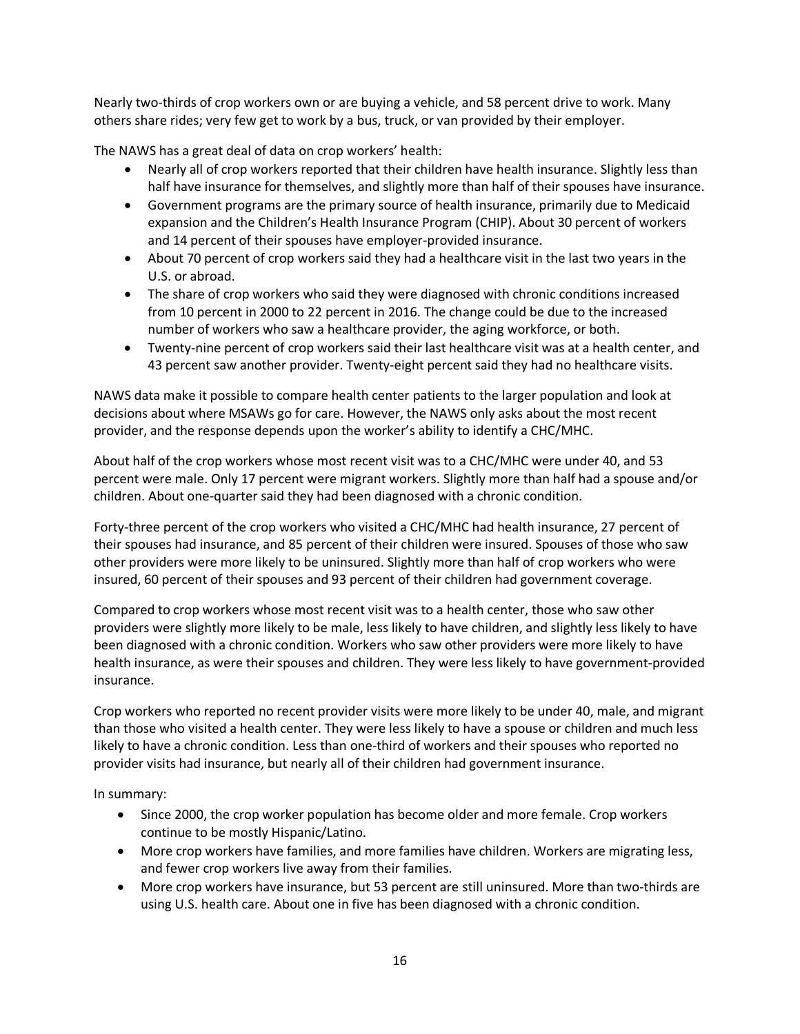Nearly two-thirds of crop workers own or are buying a vehicle, and 58 percent drive to work. Many others share rides; very few get to work by a bus, truck, or van provided by their employer.

The NAWS has a great deal of data on crop workers' health:

- Nearly all of crop workers reported that their children have health insurance. Slightly less than half have insurance for themselves, and slightly more than half of their spouses have insurance.
- Government programs are the primary source of health insurance, primarily due to Medicaid expansion and the Children's Health Insurance Program (CHIP). About 30 percent of workers and 14 percent of their spouses have employer-provided insurance.
- About 70 percent of crop workers said they had a healthcare visit in the last two years in the U.S. or abroad.
- The share of crop workers who said they were diagnosed with chronic conditions increased from 10 percent in 2000 to 22 percent in 2016. The change could be due to the increased number of workers who saw a healthcare provider, the aging workforce, or both.
- Twenty-nine percent of crop workers said their last healthcare visit was at a health center, and 43 percent saw another provider. Twenty-eight percent said they had no healthcare visits.

NAWS data make it possible to compare health center patients to the larger population and look at decisions about where MSAWs go for care. However, the NAWS only asks about the most recent provider, and the response depends upon the worker's ability to identify a CHC/MHC.

About half of the crop workers whose most recent visit was to a CHC/MHC were under 40, and 53 percent were male. Only 17 percent were migrant workers. Slightly more than half had a spouse and/or children. About one-quarter said they had been diagnosed with a chronic condition.

Forty-three percent of the crop workers who visited a CHC/MHC had health insurance, 27 percent of their spouses had insurance, and 85 percent of their children were insured. Spouses of those who saw other providers were more likely to be uninsured. Slightly more than half of crop workers who were insured, 60 percent of their spouses and 93 percent of their children had government coverage.

Compared to crop workers whose most recent visit was to a health center, those who saw other providers were slightly more likely to be male, less likely to have children, and slightly less likely to have been diagnosed with a chronic condition. Workers who saw other providers were more likely to have health insurance, as were their spouses and children. They were less likely to have government-provided insurance.

Crop workers who reported no recent provider visits were more likely to be under 40, male, and migrant than those who visited a health center. They were less likely to have a spouse or children and much less likely to have a chronic condition. Less than one-third of workers and their spouses who reported no provider visits had insurance, but nearly all of their children had government insurance.

In summary:

- Since 2000, the crop worker population has become older and more female. Crop workers continue to be mostly Hispanic/Latino.
- More crop workers have families, and more families have children. Workers are migrating less, and fewer crop workers live away from their families.
- More crop workers have insurance, but 53 percent are still uninsured. More than two-thirds are using U.S. health care. About one in five has been diagnosed with a chronic condition.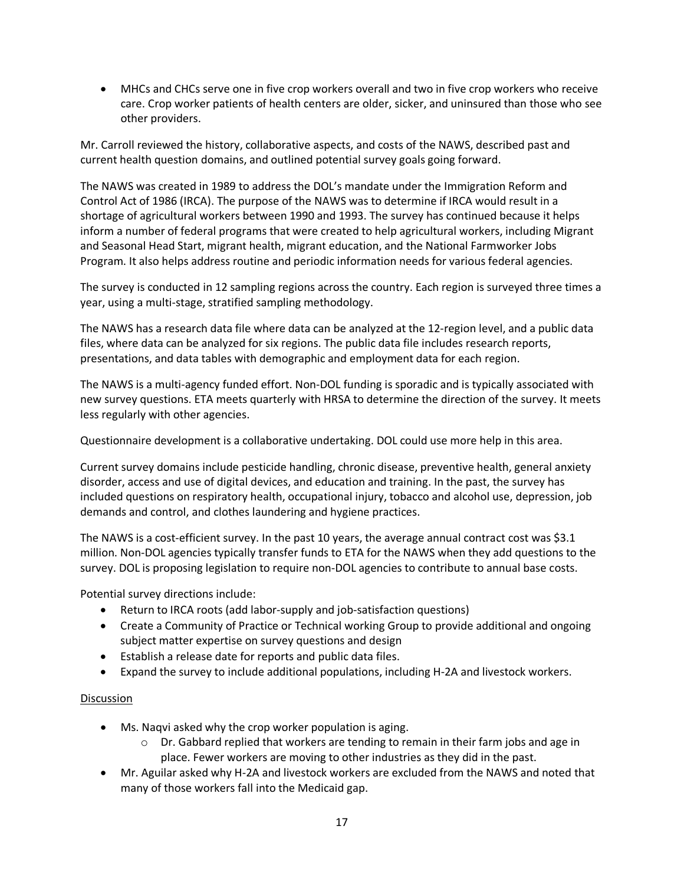- MHCs and CHCs serve one in five crop workers overall and two in five crop workers who receive care. Crop worker patients of health centers are older, sicker, and uninsured than those who see other providers.

Mr. Carroll reviewed the history, collaborative aspects, and costs of the NAWS, described past and current health question domains, and outlined potential survey goals going forward.

The NAWS was created in 1989 to address the DOL's mandate under the Immigration Reform and Control Act of 1986 (IRCA). The purpose of the NAWS was to determine if IRCA would result in a shortage of agricultural workers between 1990 and 1993. The survey has continued because it helps inform a number of federal programs that were created to help agricultural workers, including Migrant and Seasonal Head Start, migrant health, migrant education, and the National Farmworker Jobs Program. It also helps address routine and periodic information needs for various federal agencies.

The survey is conducted in 12 sampling regions across the country. Each region is surveyed three times a year, using a multi-stage, stratified sampling methodology.

The NAWS has a research data file where data can be analyzed at the 12-region level, and a public data files, where data can be analyzed for six regions. The public data file includes research reports, presentations, and data tables with demographic and employment data for each region.

The NAWS is a multi-agency funded effort. Non-DOL funding is sporadic and is typically associated with new survey questions. ETA meets quarterly with HRSA to determine the direction of the survey. It meets less regularly with other agencies.

Questionnaire development is a collaborative undertaking. DOL could use more help in this area.

Current survey domains include pesticide handling, chronic disease, preventive health, general anxiety disorder, access and use of digital devices, and education and training. In the past, the survey has included questions on respiratory health, occupational injury, tobacco and alcohol use, depression, job demands and control, and clothes laundering and hygiene practices.

The NAWS is a cost-efficient survey. In the past 10 years, the average annual contract cost was $3.1 million. Non-DOL agencies typically transfer funds to ETA for the NAWS when they add questions to the survey. DOL is proposing legislation to require non-DOL agencies to contribute to annual base costs.

Potential survey directions include:

- Return to IRCA roots (add labor-supply and job-satisfaction questions)
- Create a Community of Practice or Technical working Group to provide additional and ongoing subject matter expertise on survey questions and design
- Establish a release date for reports and public data files.
- Expand the survey to include additional populations, including H-2A and livestock workers.

<u>Discussion</u>

- Ms. Naqvi asked why the crop worker population is aging.
    - Dr. Gabbard replied that workers are tending to remain in their farm jobs and age in place. Fewer workers are moving to other industries as they did in the past.
- Mr. Aguilar asked why H-2A and livestock workers are excluded from the NAWS and noted that many of those workers fall into the Medicaid gap.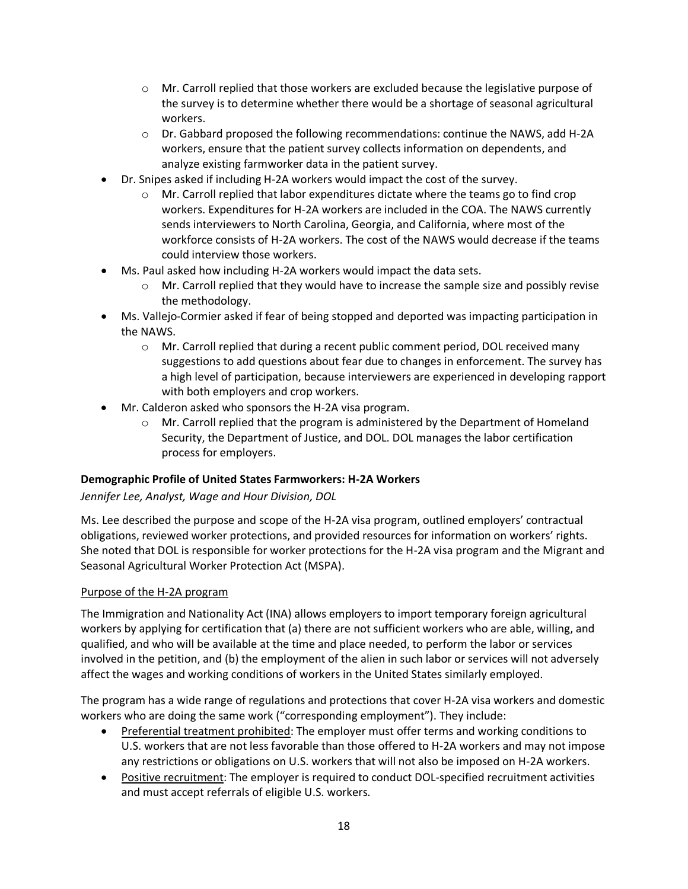- Mr. Carroll replied that those workers are excluded because the legislative purpose of the survey is to determine whether there would be a shortage of seasonal agricultural workers.
  - Dr. Gabbard proposed the following recommendations: continue the NAWS, add H-2A workers, ensure that the patient survey collects information on dependents, and analyze existing farmworker data in the patient survey.
- Dr. Snipes asked if including H-2A workers would impact the cost of the survey.
  - Mr. Carroll replied that labor expenditures dictate where the teams go to find crop workers. Expenditures for H-2A workers are included in the COA. The NAWS currently sends interviewers to North Carolina, Georgia, and California, where most of the workforce consists of H-2A workers. The cost of the NAWS would decrease if the teams could interview those workers.
- Ms. Paul asked how including H-2A workers would impact the data sets.
  - Mr. Carroll replied that they would have to increase the sample size and possibly revise the methodology.
- Ms. Vallejo-Cormier asked if fear of being stopped and deported was impacting participation in the NAWS.
  - Mr. Carroll replied that during a recent public comment period, DOL received many suggestions to add questions about fear due to changes in enforcement. The survey has a high level of participation, because interviewers are experienced in developing rapport with both employers and crop workers.
- Mr. Calderon asked who sponsors the H-2A visa program.
  - Mr. Carroll replied that the program is administered by the Department of Homeland Security, the Department of Justice, and DOL. DOL manages the labor certification process for employers.

**Demographic Profile of United States Farmworkers: H-2A Workers**

*Jennifer Lee, Analyst, Wage and Hour Division, DOL*

Ms. Lee described the purpose and scope of the H-2A visa program, outlined employers' contractual obligations, reviewed worker protections, and provided resources for information on workers' rights. She noted that DOL is responsible for worker protections for the H-2A visa program and the Migrant and Seasonal Agricultural Worker Protection Act (MSPA).

Purpose of the H-2A program

The Immigration and Nationality Act (INA) allows employers to import temporary foreign agricultural workers by applying for certification that (a) there are not sufficient workers who are able, willing, and qualified, and who will be available at the time and place needed, to perform the labor or services involved in the petition, and (b) the employment of the alien in such labor or services will not adversely affect the wages and working conditions of workers in the United States similarly employed.

The program has a wide range of regulations and protections that cover H-2A visa workers and domestic workers who are doing the same work ("corresponding employment"). They include:

- Preferential treatment prohibited: The employer must offer terms and working conditions to U.S. workers that are not less favorable than those offered to H-2A workers and may not impose any restrictions or obligations on U.S. workers that will not also be imposed on H-2A workers.
- Positive recruitment: The employer is required to conduct DOL-specified recruitment activities and must accept referrals of eligible U.S. workers.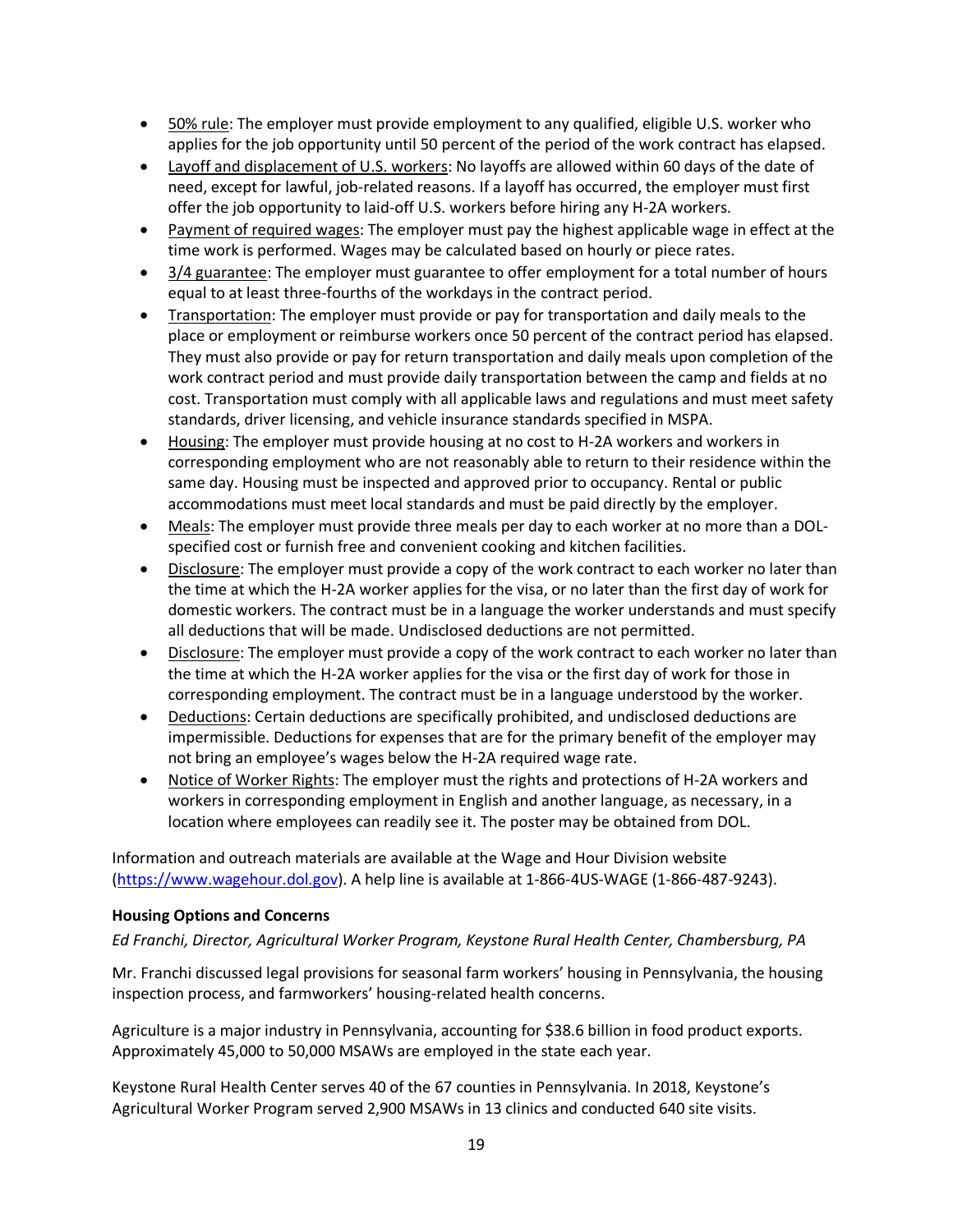- 50% rule: The employer must provide employment to any qualified, eligible U.S. worker who applies for the job opportunity until 50 percent of the period of the work contract has elapsed.
- Layoff and displacement of U.S. workers: No layoffs are allowed within 60 days of the date of need, except for lawful, job-related reasons. If a layoff has occurred, the employer must first offer the job opportunity to laid-off U.S. workers before hiring any H-2A workers.
- Payment of required wages: The employer must pay the highest applicable wage in effect at the time work is performed. Wages may be calculated based on hourly or piece rates.
- 3/4 guarantee: The employer must guarantee to offer employment for a total number of hours equal to at least three-fourths of the workdays in the contract period.
- Transportation: The employer must provide or pay for transportation and daily meals to the place or employment or reimburse workers once 50 percent of the contract period has elapsed. They must also provide or pay for return transportation and daily meals upon completion of the work contract period and must provide daily transportation between the camp and fields at no cost. Transportation must comply with all applicable laws and regulations and must meet safety standards, driver licensing, and vehicle insurance standards specified in MSPA.
- Housing: The employer must provide housing at no cost to H-2A workers and workers in corresponding employment who are not reasonably able to return to their residence within the same day. Housing must be inspected and approved prior to occupancy. Rental or public accommodations must meet local standards and must be paid directly by the employer.
- Meals: The employer must provide three meals per day to each worker at no more than a DOL-specified cost or furnish free and convenient cooking and kitchen facilities.
- Disclosure: The employer must provide a copy of the work contract to each worker no later than the time at which the H-2A worker applies for the visa, or no later than the first day of work for domestic workers. The contract must be in a language the worker understands and must specify all deductions that will be made. Undisclosed deductions are not permitted.
- Disclosure: The employer must provide a copy of the work contract to each worker no later than the time at which the H-2A worker applies for the visa or the first day of work for those in corresponding employment. The contract must be in a language understood by the worker.
- Deductions: Certain deductions are specifically prohibited, and undisclosed deductions are impermissible. Deductions for expenses that are for the primary benefit of the employer may not bring an employee's wages below the H-2A required wage rate.
- Notice of Worker Rights: The employer must the rights and protections of H-2A workers and workers in corresponding employment in English and another language, as necessary, in a location where employees can readily see it. The poster may be obtained from DOL.

Information and outreach materials are available at the Wage and Hour Division website (https://www.wagehour.dol.gov). A help line is available at 1-866-4US-WAGE (1-866-487-9243).

**Housing Options and Concerns**

*Ed Franchi, Director, Agricultural Worker Program, Keystone Rural Health Center, Chambersburg, PA*

Mr. Franchi discussed legal provisions for seasonal farm workers' housing in Pennsylvania, the housing inspection process, and farmworkers' housing-related health concerns.

Agriculture is a major industry in Pennsylvania, accounting for $38.6 billion in food product exports. Approximately 45,000 to 50,000 MSAWs are employed in the state each year.

Keystone Rural Health Center serves 40 of the 67 counties in Pennsylvania. In 2018, Keystone's Agricultural Worker Program served 2,900 MSAWs in 13 clinics and conducted 640 site visits.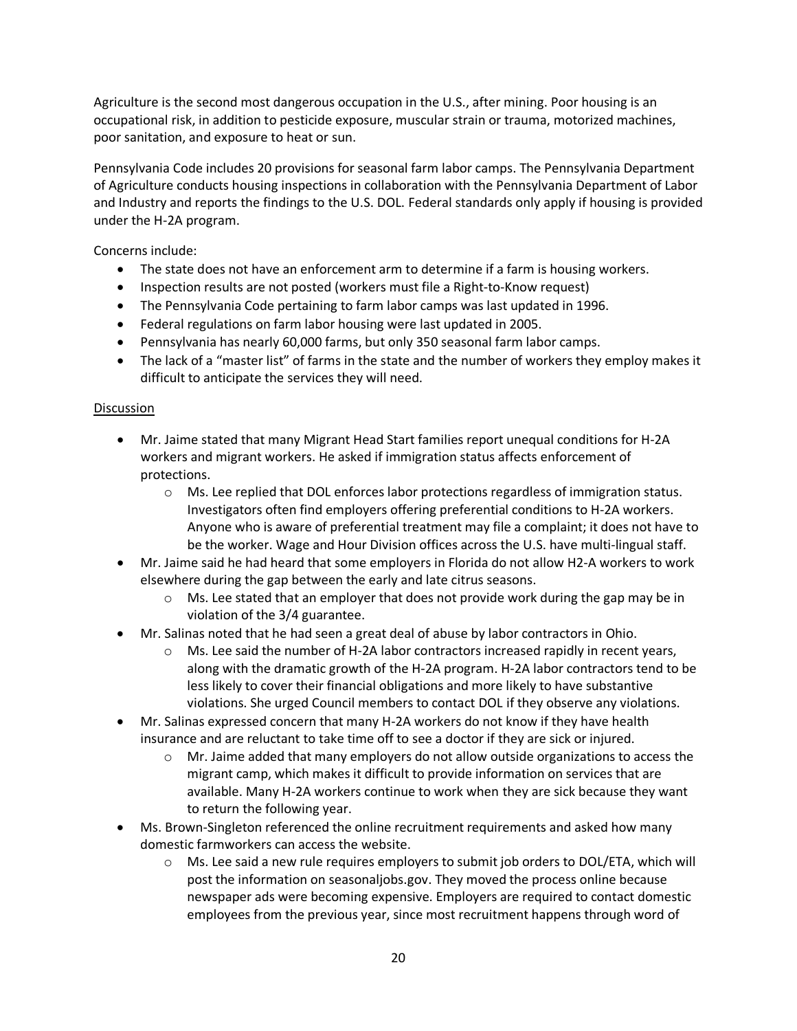Agriculture is the second most dangerous occupation in the U.S., after mining. Poor housing is an occupational risk, in addition to pesticide exposure, muscular strain or trauma, motorized machines, poor sanitation, and exposure to heat or sun.

Pennsylvania Code includes 20 provisions for seasonal farm labor camps. The Pennsylvania Department of Agriculture conducts housing inspections in collaboration with the Pennsylvania Department of Labor and Industry and reports the findings to the U.S. DOL. Federal standards only apply if housing is provided under the H-2A program.

Concerns include:

- The state does not have an enforcement arm to determine if a farm is housing workers.
- Inspection results are not posted (workers must file a Right-to-Know request)
- The Pennsylvania Code pertaining to farm labor camps was last updated in 1996.
- Federal regulations on farm labor housing were last updated in 2005.
- Pennsylvania has nearly 60,000 farms, but only 350 seasonal farm labor camps.
- The lack of a "master list" of farms in the state and the number of workers they employ makes it difficult to anticipate the services they will need.

<u>Discussion</u>

- Mr. Jaime stated that many Migrant Head Start families report unequal conditions for H-2A workers and migrant workers. He asked if immigration status affects enforcement of protections.
    - Ms. Lee replied that DOL enforces labor protections regardless of immigration status. Investigators often find employers offering preferential conditions to H-2A workers. Anyone who is aware of preferential treatment may file a complaint; it does not have to be the worker. Wage and Hour Division offices across the U.S. have multi-lingual staff.
- Mr. Jaime said he had heard that some employers in Florida do not allow H2-A workers to work elsewhere during the gap between the early and late citrus seasons.
    - Ms. Lee stated that an employer that does not provide work during the gap may be in violation of the 3/4 guarantee.
- Mr. Salinas noted that he had seen a great deal of abuse by labor contractors in Ohio.
    - Ms. Lee said the number of H-2A labor contractors increased rapidly in recent years, along with the dramatic growth of the H-2A program. H-2A labor contractors tend to be less likely to cover their financial obligations and more likely to have substantive violations. She urged Council members to contact DOL if they observe any violations.
- Mr. Salinas expressed concern that many H-2A workers do not know if they have health insurance and are reluctant to take time off to see a doctor if they are sick or injured.
    - Mr. Jaime added that many employers do not allow outside organizations to access the migrant camp, which makes it difficult to provide information on services that are available. Many H-2A workers continue to work when they are sick because they want to return the following year.
- Ms. Brown-Singleton referenced the online recruitment requirements and asked how many domestic farmworkers can access the website.
    - Ms. Lee said a new rule requires employers to submit job orders to DOL/ETA, which will post the information on seasonaljobs.gov. They moved the process online because newspaper ads were becoming expensive. Employers are required to contact domestic employees from the previous year, since most recruitment happens through word of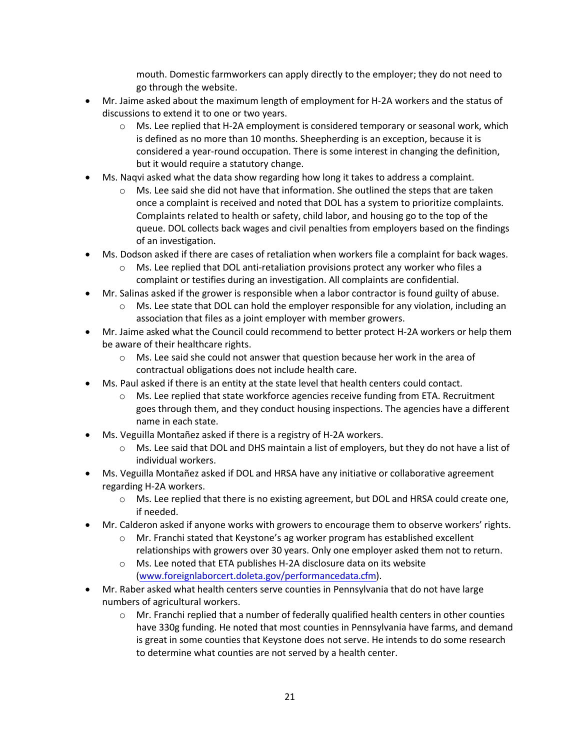mouth. Domestic farmworkers can apply directly to the employer; they do not need to go through the website.

- Mr. Jaime asked about the maximum length of employment for H-2A workers and the status of discussions to extend it to one or two years.
  - Ms. Lee replied that H-2A employment is considered temporary or seasonal work, which is defined as no more than 10 months. Sheepherding is an exception, because it is considered a year-round occupation. There is some interest in changing the definition, but it would require a statutory change.
- Ms. Naqvi asked what the data show regarding how long it takes to address a complaint.
  - Ms. Lee said she did not have that information. She outlined the steps that are taken once a complaint is received and noted that DOL has a system to prioritize complaints. Complaints related to health or safety, child labor, and housing go to the top of the queue. DOL collects back wages and civil penalties from employers based on the findings of an investigation.
- Ms. Dodson asked if there are cases of retaliation when workers file a complaint for back wages.
  - Ms. Lee replied that DOL anti-retaliation provisions protect any worker who files a complaint or testifies during an investigation. All complaints are confidential.
- Mr. Salinas asked if the grower is responsible when a labor contractor is found guilty of abuse.
  - Ms. Lee state that DOL can hold the employer responsible for any violation, including an association that files as a joint employer with member growers.
- Mr. Jaime asked what the Council could recommend to better protect H-2A workers or help them be aware of their healthcare rights.
  - Ms. Lee said she could not answer that question because her work in the area of contractual obligations does not include health care.
- Ms. Paul asked if there is an entity at the state level that health centers could contact.
  - Ms. Lee replied that state workforce agencies receive funding from ETA. Recruitment goes through them, and they conduct housing inspections. The agencies have a different name in each state.
- Ms. Veguilla Montañez asked if there is a registry of H-2A workers.
  - Ms. Lee said that DOL and DHS maintain a list of employers, but they do not have a list of individual workers.
- Ms. Veguilla Montañez asked if DOL and HRSA have any initiative or collaborative agreement regarding H-2A workers.
  - Ms. Lee replied that there is no existing agreement, but DOL and HRSA could create one, if needed.
- Mr. Calderon asked if anyone works with growers to encourage them to observe workers' rights.
  - Mr. Franchi stated that Keystone's ag worker program has established excellent relationships with growers over 30 years. Only one employer asked them not to return.
  - Ms. Lee noted that ETA publishes H-2A disclosure data on its website ([www.foreignlaborcert.doleta.gov/performancedata.cfm](www.foreignlaborcert.doleta.gov/performancedata.cfm)).
- Mr. Raber asked what health centers serve counties in Pennsylvania that do not have large numbers of agricultural workers.
  - Mr. Franchi replied that a number of federally qualified health centers in other counties have 330g funding. He noted that most counties in Pennsylvania have farms, and demand is great in some counties that Keystone does not serve. He intends to do some research to determine what counties are not served by a health center.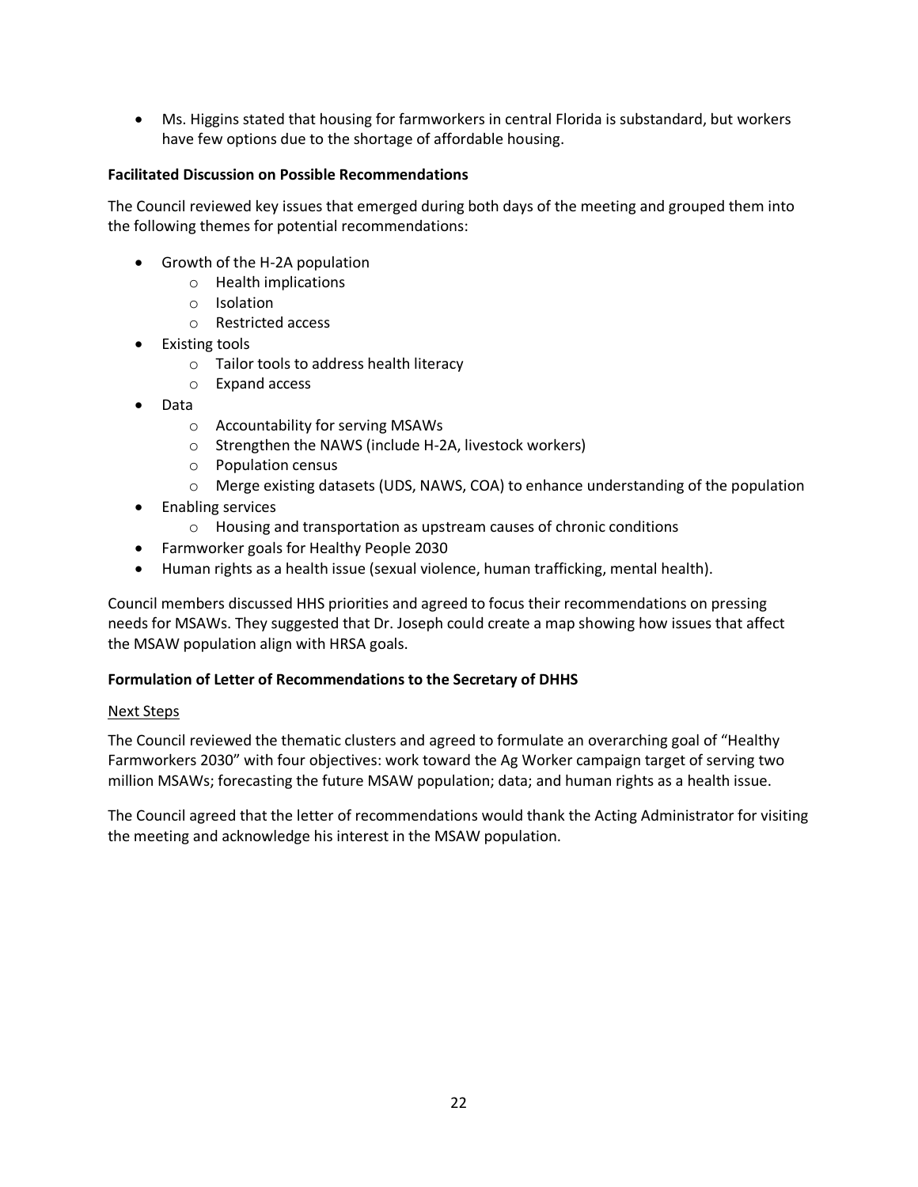- Ms. Higgins stated that housing for farmworkers in central Florida is substandard, but workers have few options due to the shortage of affordable housing.

**Facilitated Discussion on Possible Recommendations**

The Council reviewed key issues that emerged during both days of the meeting and grouped them into the following themes for potential recommendations:

- Growth of the H-2A population
    - Health implications
    - Isolation
    - Restricted access
- Existing tools
    - Tailor tools to address health literacy
    - Expand access
- Data
    - Accountability for serving MSAWs
    - Strengthen the NAWS (include H-2A, livestock workers)
    - Population census
    - Merge existing datasets (UDS, NAWS, COA) to enhance understanding of the population
- Enabling services
    - Housing and transportation as upstream causes of chronic conditions
- Farmworker goals for Healthy People 2030
- Human rights as a health issue (sexual violence, human trafficking, mental health).

Council members discussed HHS priorities and agreed to focus their recommendations on pressing needs for MSAWs. They suggested that Dr. Joseph could create a map showing how issues that affect the MSAW population align with HRSA goals.

**Formulation of Letter of Recommendations to the Secretary of DHHS**

Next Steps

The Council reviewed the thematic clusters and agreed to formulate an overarching goal of "Healthy Farmworkers 2030" with four objectives: work toward the Ag Worker campaign target of serving two million MSAWs; forecasting the future MSAW population; data; and human rights as a health issue.

The Council agreed that the letter of recommendations would thank the Acting Administrator for visiting the meeting and acknowledge his interest in the MSAW population.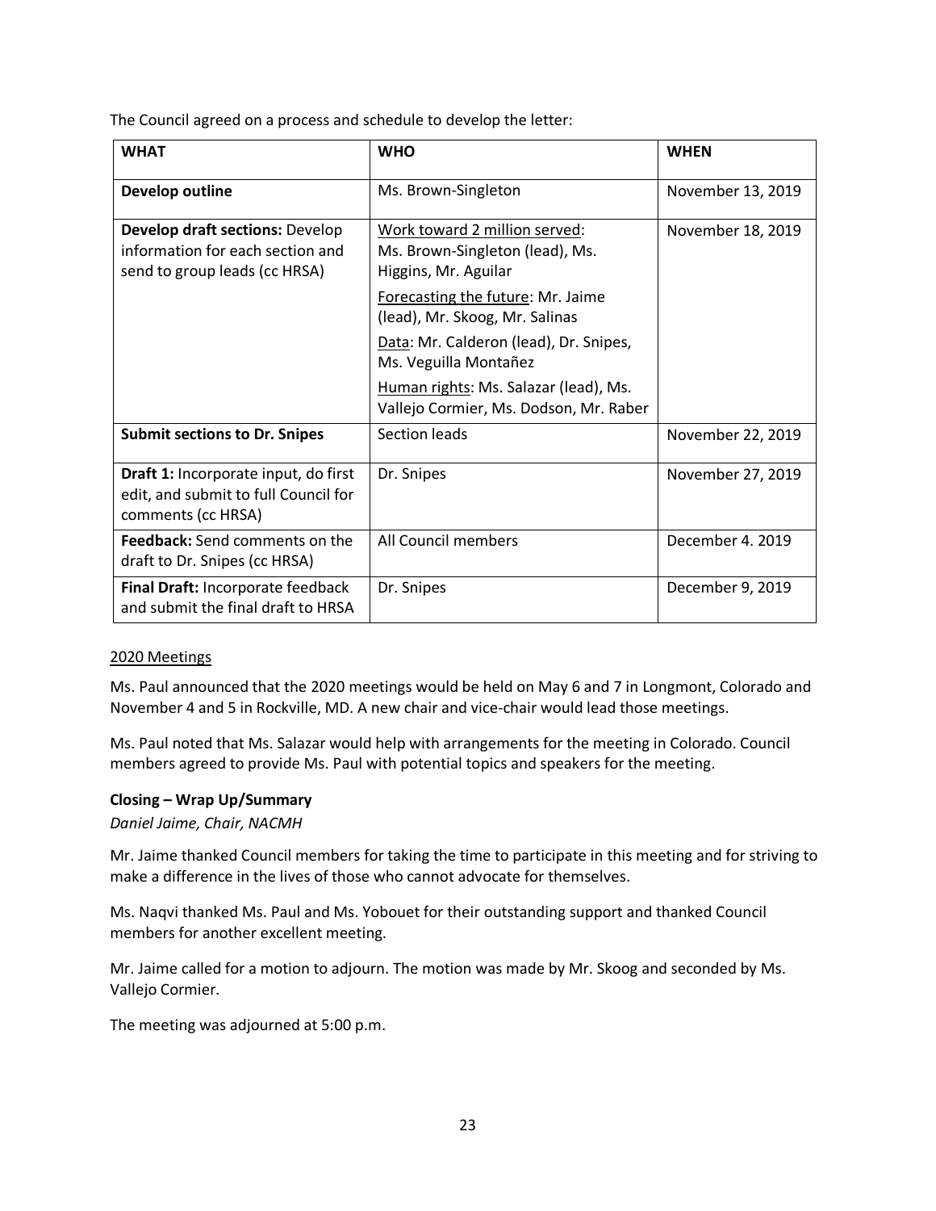The Council agreed on a process and schedule to develop the letter:

| WHAT | WHO | WHEN |
|---|---|---|
| **Develop outline** | Ms. Brown-Singleton | November 13, 2019 |
| **Develop draft sections:** Develop information for each section and send to group leads (cc HRSA) | Work toward 2 million served: Ms. Brown-Singleton (lead), Ms. Higgins, Mr. Aguilar<br>Forecasting the future: Mr. Jaime (lead), Mr. Skoog, Mr. Salinas<br>Data: Mr. Calderon (lead), Dr. Snipes, Ms. Veguilla Montañez<br>Human rights: Ms. Salazar (lead), Ms. Vallejo Cormier, Ms. Dodson, Mr. Raber | November 18, 2019 |
| **Submit sections to Dr. Snipes** | Section leads | November 22, 2019 |
| **Draft 1:** Incorporate input, do first edit, and submit to full Council for comments (cc HRSA) | Dr. Snipes | November 27, 2019 |
| **Feedback:** Send comments on the draft to Dr. Snipes (cc HRSA) | All Council members | December 4. 2019 |
| **Final Draft:** Incorporate feedback and submit the final draft to HRSA | Dr. Snipes | December 9, 2019 |

2020 Meetings

Ms. Paul announced that the 2020 meetings would be held on May 6 and 7 in Longmont, Colorado and November 4 and 5 in Rockville, MD. A new chair and vice-chair would lead those meetings.

Ms. Paul noted that Ms. Salazar would help with arrangements for the meeting in Colorado. Council members agreed to provide Ms. Paul with potential topics and speakers for the meeting.

**Closing – Wrap Up/Summary**

*Daniel Jaime, Chair, NACMH*

Mr. Jaime thanked Council members for taking the time to participate in this meeting and for striving to make a difference in the lives of those who cannot advocate for themselves.

Ms. Naqvi thanked Ms. Paul and Ms. Yobouet for their outstanding support and thanked Council members for another excellent meeting.

Mr. Jaime called for a motion to adjourn. The motion was made by Mr. Skoog and seconded by Ms. Vallejo Cormier.

The meeting was adjourned at 5:00 p.m.